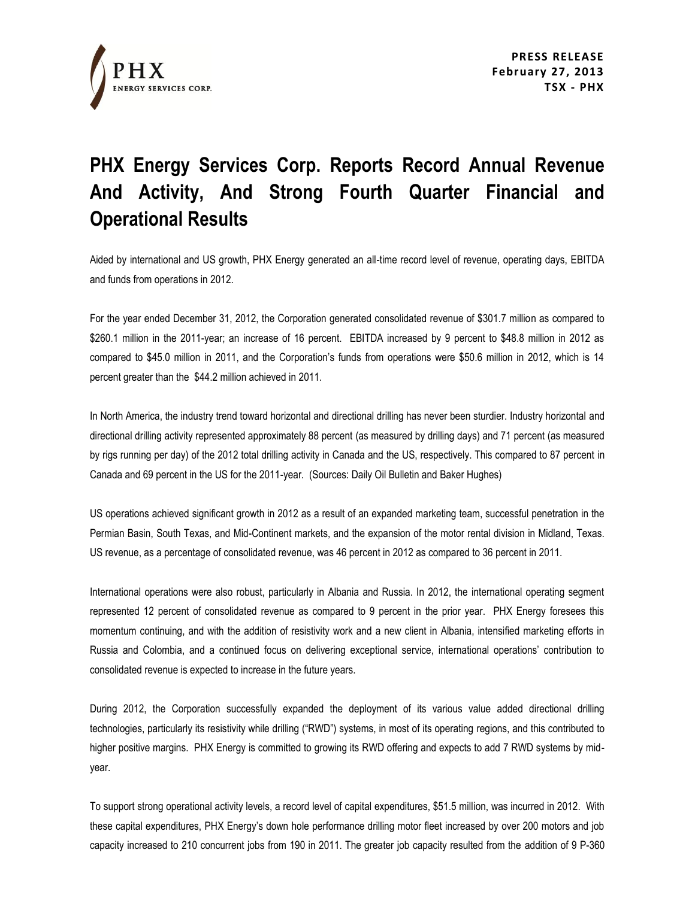PHX ENERGY SERVICES CORP.

**PRESS RELEASE**
**February 27, 2013**
**TSX - PHX**

# PHX Energy Services Corp. Reports Record Annual Revenue And Activity, And Strong Fourth Quarter Financial and Operational Results

Aided by international and US growth, PHX Energy generated an all-time record level of revenue, operating days, EBITDA and funds from operations in 2012.

For the year ended December 31, 2012, the Corporation generated consolidated revenue of $301.7 million as compared to $260.1 million in the 2011-year; an increase of 16 percent. EBITDA increased by 9 percent to $48.8 million in 2012 as compared to $45.0 million in 2011, and the Corporation's funds from operations were $50.6 million in 2012, which is 14 percent greater than the $44.2 million achieved in 2011.

In North America, the industry trend toward horizontal and directional drilling has never been sturdier. Industry horizontal and directional drilling activity represented approximately 88 percent (as measured by drilling days) and 71 percent (as measured by rigs running per day) of the 2012 total drilling activity in Canada and the US, respectively. This compared to 87 percent in Canada and 69 percent in the US for the 2011-year. (Sources: Daily Oil Bulletin and Baker Hughes)

US operations achieved significant growth in 2012 as a result of an expanded marketing team, successful penetration in the Permian Basin, South Texas, and Mid-Continent markets, and the expansion of the motor rental division in Midland, Texas. US revenue, as a percentage of consolidated revenue, was 46 percent in 2012 as compared to 36 percent in 2011.

International operations were also robust, particularly in Albania and Russia. In 2012, the international operating segment represented 12 percent of consolidated revenue as compared to 9 percent in the prior year. PHX Energy foresees this momentum continuing, and with the addition of resistivity work and a new client in Albania, intensified marketing efforts in Russia and Colombia, and a continued focus on delivering exceptional service, international operations' contribution to consolidated revenue is expected to increase in the future years.

During 2012, the Corporation successfully expanded the deployment of its various value added directional drilling technologies, particularly its resistivity while drilling ("RWD") systems, in most of its operating regions, and this contributed to higher positive margins. PHX Energy is committed to growing its RWD offering and expects to add 7 RWD systems by mid-year.

To support strong operational activity levels, a record level of capital expenditures, $51.5 million, was incurred in 2012. With these capital expenditures, PHX Energy's down hole performance drilling motor fleet increased by over 200 motors and job capacity increased to 210 concurrent jobs from 190 in 2011. The greater job capacity resulted from the addition of 9 P-360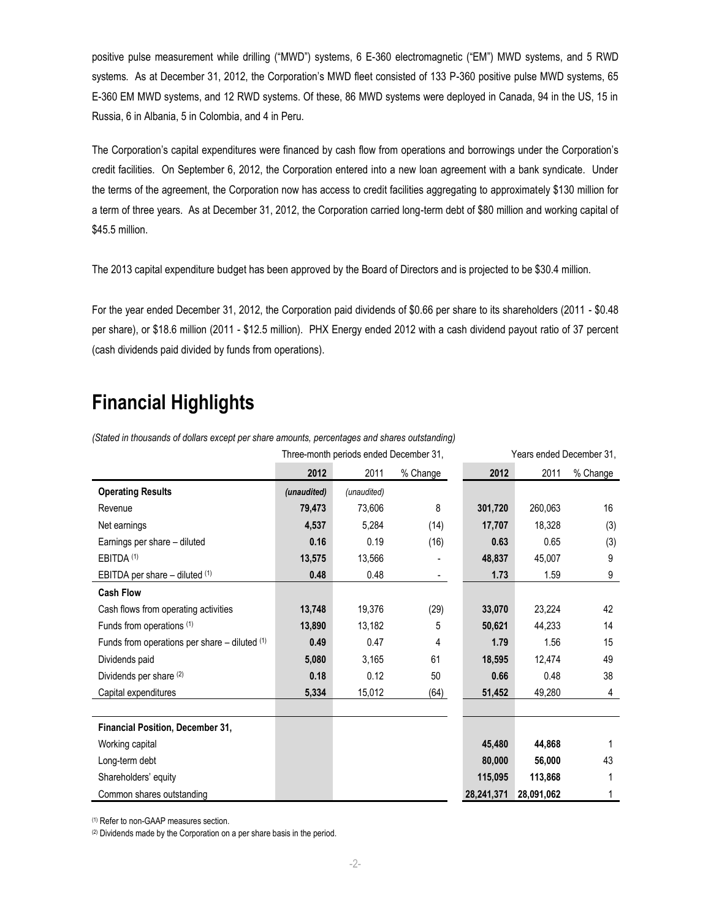positive pulse measurement while drilling ("MWD") systems, 6 E-360 electromagnetic ("EM") MWD systems, and 5 RWD systems. As at December 31, 2012, the Corporation's MWD fleet consisted of 133 P-360 positive pulse MWD systems, 65 E-360 EM MWD systems, and 12 RWD systems. Of these, 86 MWD systems were deployed in Canada, 94 in the US, 15 in Russia, 6 in Albania, 5 in Colombia, and 4 in Peru.

The Corporation's capital expenditures were financed by cash flow from operations and borrowings under the Corporation's credit facilities. On September 6, 2012, the Corporation entered into a new loan agreement with a bank syndicate. Under the terms of the agreement, the Corporation now has access to credit facilities aggregating to approximately $130 million for a term of three years. As at December 31, 2012, the Corporation carried long-term debt of $80 million and working capital of $45.5 million.

The 2013 capital expenditure budget has been approved by the Board of Directors and is projected to be $30.4 million.

For the year ended December 31, 2012, the Corporation paid dividends of $0.66 per share to its shareholders (2011 - $0.48 per share), or $18.6 million (2011 - $12.5 million). PHX Energy ended 2012 with a cash dividend payout ratio of 37 percent (cash dividends paid divided by funds from operations).

# Financial Highlights

*(Stated in thousands of dollars except per share amounts, percentages and shares outstanding)*

| | Three-month periods ended December 31, | | | Years ended December 31, | | |
|---|---|---|---|---|---|---|
| | **2012** | 2011 | % Change | **2012** | 2011 | % Change |
| **Operating Results** | *(unaudited)* | *(unaudited)* | | | | |
| Revenue | **79,473** | 73,606 | 8 | **301,720** | 260,063 | 16 |
| Net earnings | **4,537** | 5,284 | (14) | **17,707** | 18,328 | (3) |
| Earnings per share – diluted | **0.16** | 0.19 | (16) | **0.63** | 0.65 | (3) |
| EBITDA (1) | **13,575** | 13,566 | - | **48,837** | 45,007 | 9 |
| EBITDA per share – diluted (1) | **0.48** | 0.48 | - | **1.73** | 1.59 | 9 |
| **Cash Flow** | | | | | | |
| Cash flows from operating activities | **13,748** | 19,376 | (29) | **33,070** | 23,224 | 42 |
| Funds from operations (1) | **13,890** | 13,182 | 5 | **50,621** | 44,233 | 14 |
| Funds from operations per share – diluted (1) | **0.49** | 0.47 | 4 | **1.79** | 1.56 | 15 |
| Dividends paid | **5,080** | 3,165 | 61 | **18,595** | 12,474 | 49 |
| Dividends per share (2) | **0.18** | 0.12 | 50 | **0.66** | 0.48 | 38 |
| Capital expenditures | **5,334** | 15,012 | (64) | **51,452** | 49,280 | 4 |
| | | | | | | |
| **Financial Position, December 31,** | | | | | | |
| Working capital | | | | **45,480** | **44,868** | 1 |
| Long-term debt | | | | **80,000** | **56,000** | 43 |
| Shareholders' equity | | | | **115,095** | **113,868** | 1 |
| Common shares outstanding | | | | **28,241,371** | **28,091,062** | 1 |

(1) Refer to non-GAAP measures section.

(2) Dividends made by the Corporation on a per share basis in the period.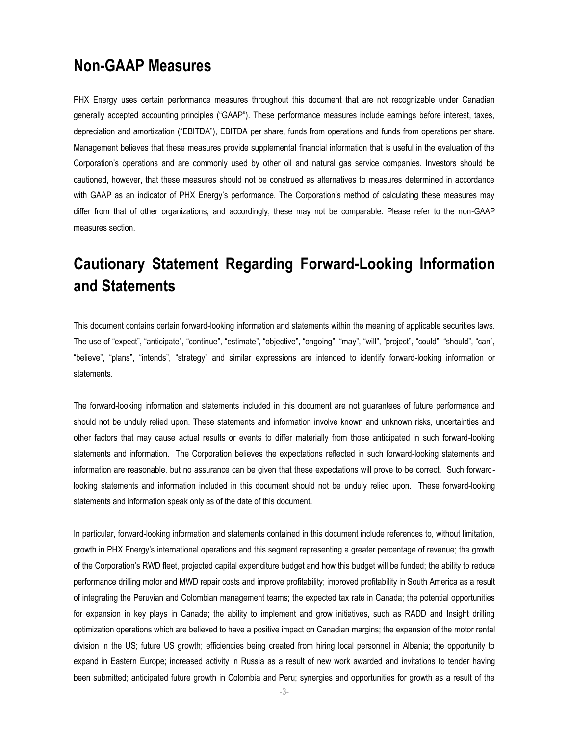## Non-GAAP Measures

PHX Energy uses certain performance measures throughout this document that are not recognizable under Canadian generally accepted accounting principles ("GAAP"). These performance measures include earnings before interest, taxes, depreciation and amortization ("EBITDA"), EBITDA per share, funds from operations and funds from operations per share. Management believes that these measures provide supplemental financial information that is useful in the evaluation of the Corporation's operations and are commonly used by other oil and natural gas service companies. Investors should be cautioned, however, that these measures should not be construed as alternatives to measures determined in accordance with GAAP as an indicator of PHX Energy's performance. The Corporation's method of calculating these measures may differ from that of other organizations, and accordingly, these may not be comparable. Please refer to the non-GAAP measures section.

## Cautionary Statement Regarding Forward-Looking Information and Statements

This document contains certain forward-looking information and statements within the meaning of applicable securities laws. The use of "expect", "anticipate", "continue", "estimate", "objective", "ongoing", "may", "will", "project", "could", "should", "can", "believe", "plans", "intends", "strategy" and similar expressions are intended to identify forward-looking information or statements.

The forward-looking information and statements included in this document are not guarantees of future performance and should not be unduly relied upon. These statements and information involve known and unknown risks, uncertainties and other factors that may cause actual results or events to differ materially from those anticipated in such forward-looking statements and information. The Corporation believes the expectations reflected in such forward-looking statements and information are reasonable, but no assurance can be given that these expectations will prove to be correct. Such forward-looking statements and information included in this document should not be unduly relied upon. These forward-looking statements and information speak only as of the date of this document.

In particular, forward-looking information and statements contained in this document include references to, without limitation, growth in PHX Energy's international operations and this segment representing a greater percentage of revenue; the growth of the Corporation's RWD fleet, projected capital expenditure budget and how this budget will be funded; the ability to reduce performance drilling motor and MWD repair costs and improve profitability; improved profitability in South America as a result of integrating the Peruvian and Colombian management teams; the expected tax rate in Canada; the potential opportunities for expansion in key plays in Canada; the ability to implement and grow initiatives, such as RADD and Insight drilling optimization operations which are believed to have a positive impact on Canadian margins; the expansion of the motor rental division in the US; future US growth; efficiencies being created from hiring local personnel in Albania; the opportunity to expand in Eastern Europe; increased activity in Russia as a result of new work awarded and invitations to tender having been submitted; anticipated future growth in Colombia and Peru; synergies and opportunities for growth as a result of the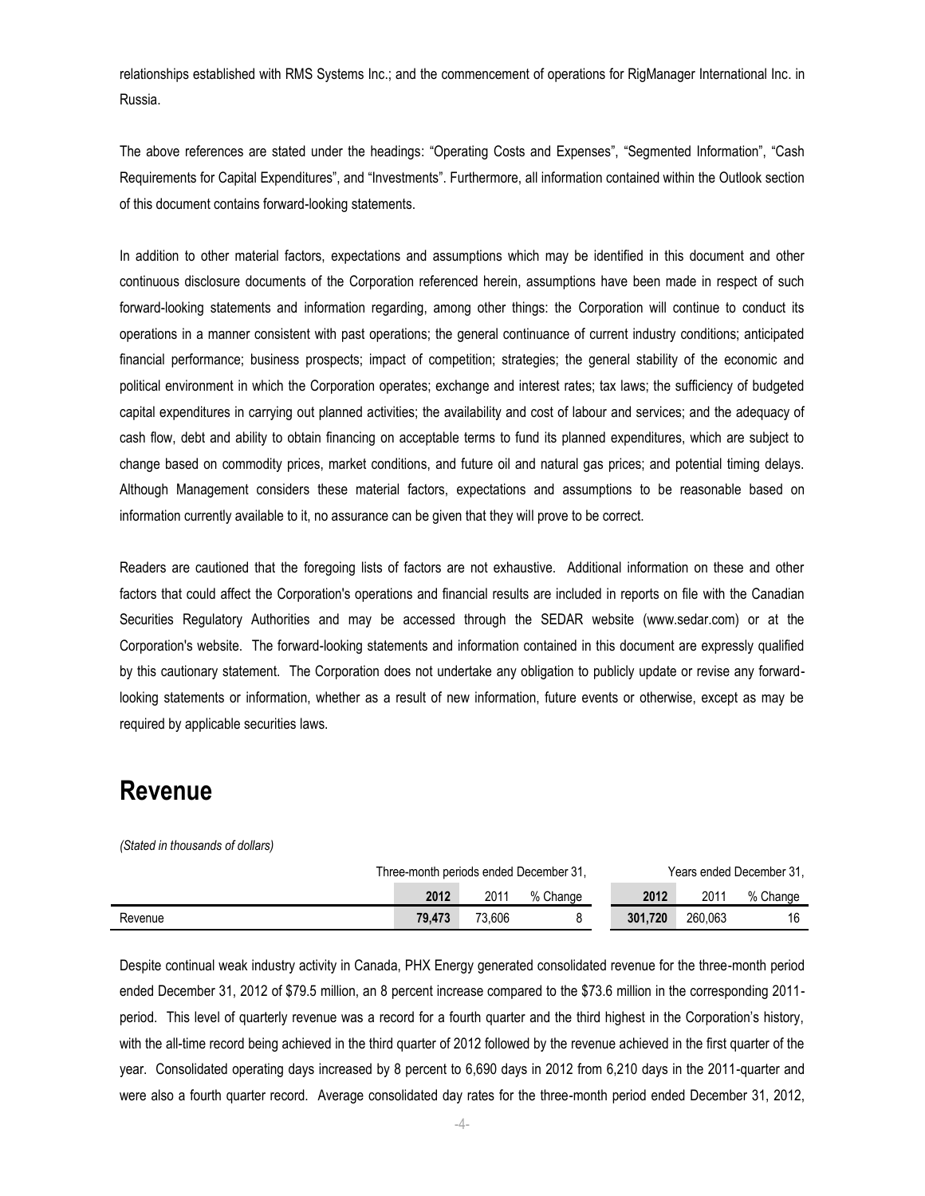relationships established with RMS Systems Inc.; and the commencement of operations for RigManager International Inc. in Russia.

The above references are stated under the headings: "Operating Costs and Expenses", "Segmented Information", "Cash Requirements for Capital Expenditures", and "Investments". Furthermore, all information contained within the Outlook section of this document contains forward-looking statements.

In addition to other material factors, expectations and assumptions which may be identified in this document and other continuous disclosure documents of the Corporation referenced herein, assumptions have been made in respect of such forward-looking statements and information regarding, among other things: the Corporation will continue to conduct its operations in a manner consistent with past operations; the general continuance of current industry conditions; anticipated financial performance; business prospects; impact of competition; strategies; the general stability of the economic and political environment in which the Corporation operates; exchange and interest rates; tax laws; the sufficiency of budgeted capital expenditures in carrying out planned activities; the availability and cost of labour and services; and the adequacy of cash flow, debt and ability to obtain financing on acceptable terms to fund its planned expenditures, which are subject to change based on commodity prices, market conditions, and future oil and natural gas prices; and potential timing delays. Although Management considers these material factors, expectations and assumptions to be reasonable based on information currently available to it, no assurance can be given that they will prove to be correct.

Readers are cautioned that the foregoing lists of factors are not exhaustive. Additional information on these and other factors that could affect the Corporation's operations and financial results are included in reports on file with the Canadian Securities Regulatory Authorities and may be accessed through the SEDAR website (www.sedar.com) or at the Corporation's website. The forward-looking statements and information contained in this document are expressly qualified by this cautionary statement. The Corporation does not undertake any obligation to publicly update or revise any forward-looking statements or information, whether as a result of new information, future events or otherwise, except as may be required by applicable securities laws.

# Revenue

*(Stated in thousands of dollars)*

| | Three-month periods ended December 31, | | | Years ended December 31, | | |
|---|---|---|---|---|---|---|
| | **2012** | 2011 | % Change | **2012** | 2011 | % Change |
| Revenue | **79,473** | 73,606 | 8 | **301,720** | 260,063 | 16 |

Despite continual weak industry activity in Canada, PHX Energy generated consolidated revenue for the three-month period ended December 31, 2012 of $79.5 million, an 8 percent increase compared to the $73.6 million in the corresponding 2011-period. This level of quarterly revenue was a record for a fourth quarter and the third highest in the Corporation's history, with the all-time record being achieved in the third quarter of 2012 followed by the revenue achieved in the first quarter of the year. Consolidated operating days increased by 8 percent to 6,690 days in 2012 from 6,210 days in the 2011-quarter and were also a fourth quarter record. Average consolidated day rates for the three-month period ended December 31, 2012,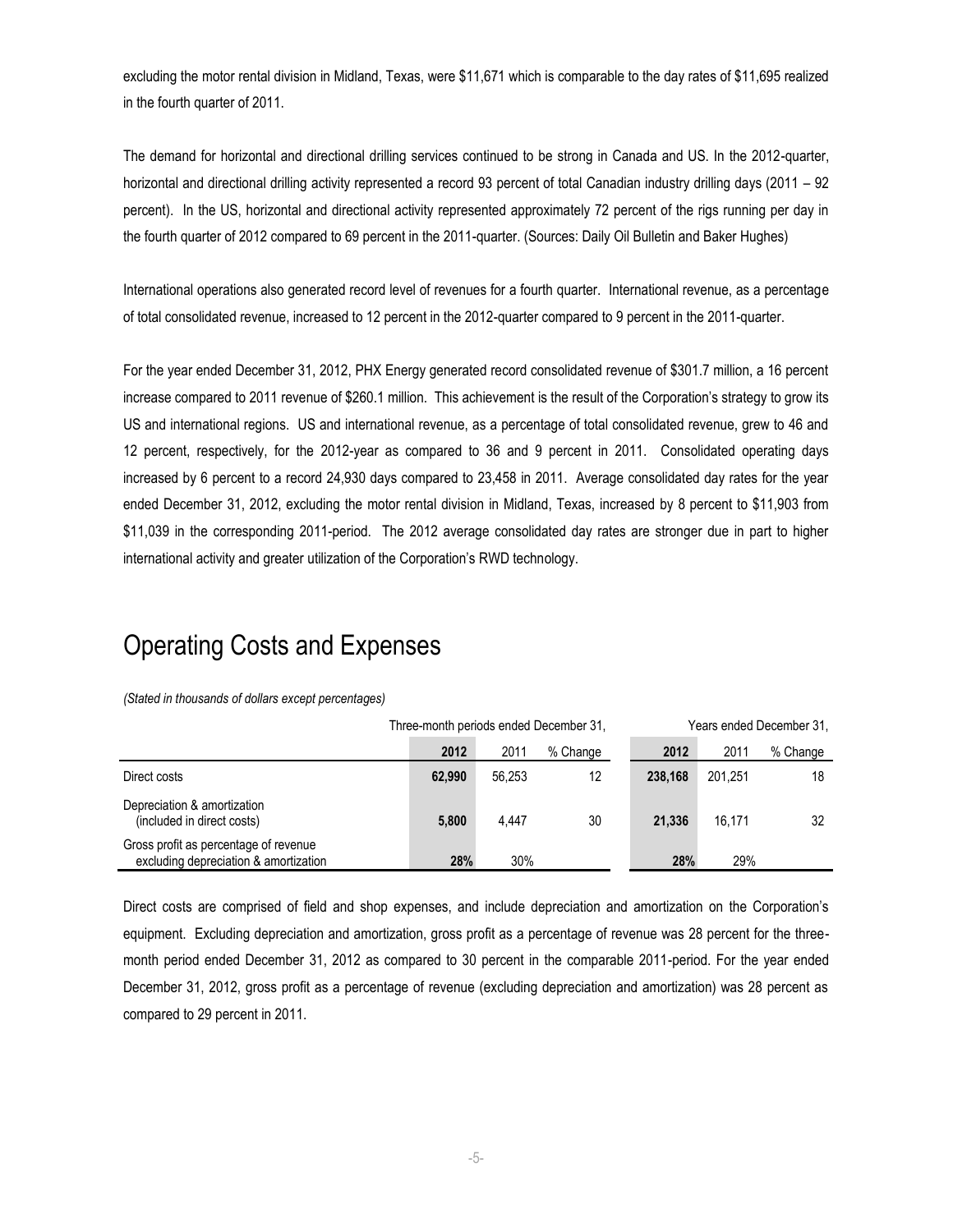excluding the motor rental division in Midland, Texas, were $11,671 which is comparable to the day rates of $11,695 realized in the fourth quarter of 2011.

The demand for horizontal and directional drilling services continued to be strong in Canada and US. In the 2012-quarter, horizontal and directional drilling activity represented a record 93 percent of total Canadian industry drilling days (2011 – 92 percent). In the US, horizontal and directional activity represented approximately 72 percent of the rigs running per day in the fourth quarter of 2012 compared to 69 percent in the 2011-quarter. (Sources: Daily Oil Bulletin and Baker Hughes)

International operations also generated record level of revenues for a fourth quarter. International revenue, as a percentage of total consolidated revenue, increased to 12 percent in the 2012-quarter compared to 9 percent in the 2011-quarter.

For the year ended December 31, 2012, PHX Energy generated record consolidated revenue of $301.7 million, a 16 percent increase compared to 2011 revenue of $260.1 million. This achievement is the result of the Corporation's strategy to grow its US and international regions. US and international revenue, as a percentage of total consolidated revenue, grew to 46 and 12 percent, respectively, for the 2012-year as compared to 36 and 9 percent in 2011. Consolidated operating days increased by 6 percent to a record 24,930 days compared to 23,458 in 2011. Average consolidated day rates for the year ended December 31, 2012, excluding the motor rental division in Midland, Texas, increased by 8 percent to $11,903 from $11,039 in the corresponding 2011-period. The 2012 average consolidated day rates are stronger due in part to higher international activity and greater utilization of the Corporation's RWD technology.

# Operating Costs and Expenses

*(Stated in thousands of dollars except percentages)*

| | Three-month periods ended December 31, | | | Years ended December 31, | | |
|---|---|---|---|---|---|---|
| | **2012** | 2011 | % Change | **2012** | 2011 | % Change |
| Direct costs | **62,990** | 56,253 | 12 | **238,168** | 201,251 | 18 |
| Depreciation & amortization (included in direct costs) | **5,800** | 4,447 | 30 | **21,336** | 16,171 | 32 |
| Gross profit as percentage of revenue excluding depreciation & amortization | **28%** | 30% | | **28%** | 29% | |

Direct costs are comprised of field and shop expenses, and include depreciation and amortization on the Corporation's equipment. Excluding depreciation and amortization, gross profit as a percentage of revenue was 28 percent for the three-month period ended December 31, 2012 as compared to 30 percent in the comparable 2011-period. For the year ended December 31, 2012, gross profit as a percentage of revenue (excluding depreciation and amortization) was 28 percent as compared to 29 percent in 2011.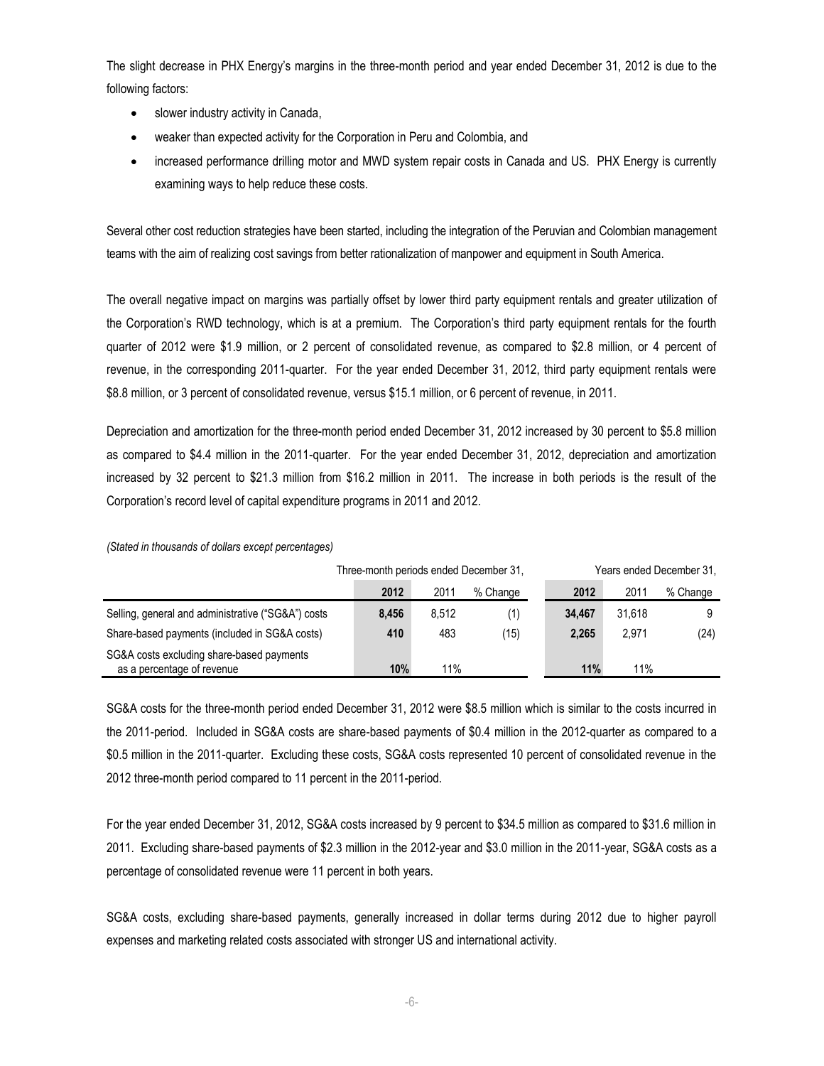The slight decrease in PHX Energy's margins in the three-month period and year ended December 31, 2012 is due to the following factors:

- slower industry activity in Canada,
- weaker than expected activity for the Corporation in Peru and Colombia, and
- increased performance drilling motor and MWD system repair costs in Canada and US. PHX Energy is currently examining ways to help reduce these costs.

Several other cost reduction strategies have been started, including the integration of the Peruvian and Colombian management teams with the aim of realizing cost savings from better rationalization of manpower and equipment in South America.

The overall negative impact on margins was partially offset by lower third party equipment rentals and greater utilization of the Corporation's RWD technology, which is at a premium. The Corporation's third party equipment rentals for the fourth quarter of 2012 were \$1.9 million, or 2 percent of consolidated revenue, as compared to \$2.8 million, or 4 percent of revenue, in the corresponding 2011-quarter. For the year ended December 31, 2012, third party equipment rentals were \$8.8 million, or 3 percent of consolidated revenue, versus \$15.1 million, or 6 percent of revenue, in 2011.

Depreciation and amortization for the three-month period ended December 31, 2012 increased by 30 percent to \$5.8 million as compared to \$4.4 million in the 2011-quarter. For the year ended December 31, 2012, depreciation and amortization increased by 32 percent to \$21.3 million from \$16.2 million in 2011. The increase in both periods is the result of the Corporation's record level of capital expenditure programs in 2011 and 2012.

*(Stated in thousands of dollars except percentages)*

| | Three-month periods ended December 31, | | | Years ended December 31, | | |
|---|---|---|---|---|---|---|
| | **2012** | 2011 | % Change | **2012** | 2011 | % Change |
| Selling, general and administrative ("SG&A") costs | **8,456** | 8,512 | (1) | **34,467** | 31,618 | 9 |
| Share-based payments (included in SG&A costs) | **410** | 483 | (15) | **2,265** | 2,971 | (24) |
| SG&A costs excluding share-based payments as a percentage of revenue | **10%** | 11% | | **11%** | 11% | |

SG&A costs for the three-month period ended December 31, 2012 were \$8.5 million which is similar to the costs incurred in the 2011-period. Included in SG&A costs are share-based payments of \$0.4 million in the 2012-quarter as compared to a \$0.5 million in the 2011-quarter. Excluding these costs, SG&A costs represented 10 percent of consolidated revenue in the 2012 three-month period compared to 11 percent in the 2011-period.

For the year ended December 31, 2012, SG&A costs increased by 9 percent to \$34.5 million as compared to \$31.6 million in 2011. Excluding share-based payments of \$2.3 million in the 2012-year and \$3.0 million in the 2011-year, SG&A costs as a percentage of consolidated revenue were 11 percent in both years.

SG&A costs, excluding share-based payments, generally increased in dollar terms during 2012 due to higher payroll expenses and marketing related costs associated with stronger US and international activity.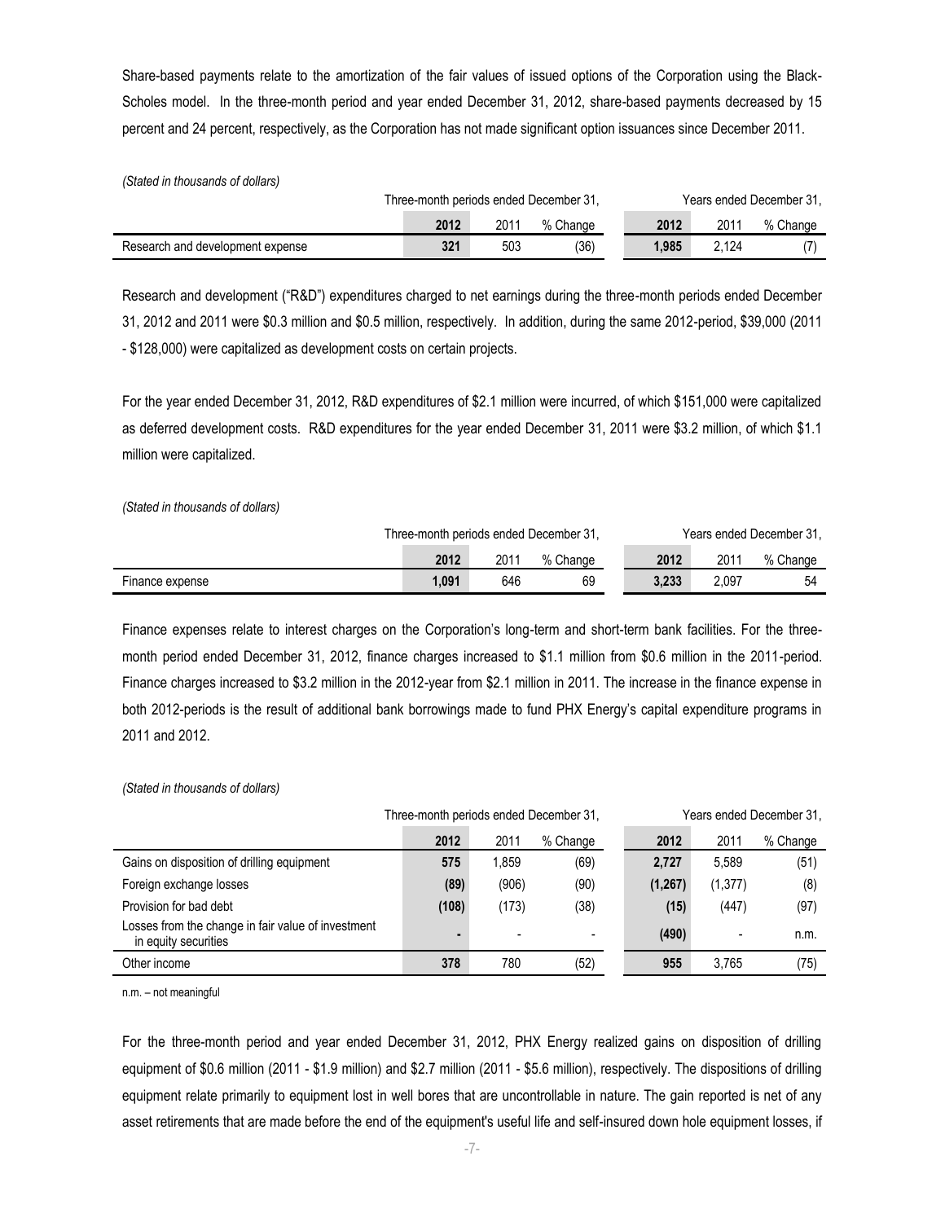Share-based payments relate to the amortization of the fair values of issued options of the Corporation using the Black-Scholes model. In the three-month period and year ended December 31, 2012, share-based payments decreased by 15 percent and 24 percent, respectively, as the Corporation has not made significant option issuances since December 2011.

*(Stated in thousands of dollars)*

| | Three-month periods ended December 31, | | | Years ended December 31, | | |
|---|---|---|---|---|---|---|
| | **2012** | 2011 | % Change | **2012** | 2011 | % Change |
| Research and development expense | **321** | 503 | (36) | **1,985** | 2,124 | (7) |

Research and development ("R&D") expenditures charged to net earnings during the three-month periods ended December 31, 2012 and 2011 were $0.3 million and $0.5 million, respectively. In addition, during the same 2012-period, $39,000 (2011 - $128,000) were capitalized as development costs on certain projects.

For the year ended December 31, 2012, R&D expenditures of $2.1 million were incurred, of which $151,000 were capitalized as deferred development costs. R&D expenditures for the year ended December 31, 2011 were $3.2 million, of which $1.1 million were capitalized.

*(Stated in thousands of dollars)*

| | Three-month periods ended December 31, | | | Years ended December 31, | | |
|---|---|---|---|---|---|---|
| | **2012** | 2011 | % Change | **2012** | 2011 | % Change |
| Finance expense | **1,091** | 646 | 69 | **3,233** | 2,097 | 54 |

Finance expenses relate to interest charges on the Corporation's long-term and short-term bank facilities. For the three-month period ended December 31, 2012, finance charges increased to $1.1 million from $0.6 million in the 2011-period. Finance charges increased to $3.2 million in the 2012-year from $2.1 million in 2011. The increase in the finance expense in both 2012-periods is the result of additional bank borrowings made to fund PHX Energy's capital expenditure programs in 2011 and 2012.

*(Stated in thousands of dollars)*

| | Three-month periods ended December 31, | | | Years ended December 31, | | |
|---|---|---|---|---|---|---|
| | **2012** | 2011 | % Change | **2012** | 2011 | % Change |
| Gains on disposition of drilling equipment | **575** | 1,859 | (69) | **2,727** | 5,589 | (51) |
| Foreign exchange losses | **(89)** | (906) | (90) | **(1,267)** | (1,377) | (8) |
| Provision for bad debt | **(108)** | (173) | (38) | **(15)** | (447) | (97) |
| Losses from the change in fair value of investment in equity securities | **-** | - | - | **(490)** | - | n.m. |
| Other income | **378** | 780 | (52) | **955** | 3,765 | (75) |

n.m. – not meaningful

For the three-month period and year ended December 31, 2012, PHX Energy realized gains on disposition of drilling equipment of $0.6 million (2011 - $1.9 million) and $2.7 million (2011 - $5.6 million), respectively. The dispositions of drilling equipment relate primarily to equipment lost in well bores that are uncontrollable in nature. The gain reported is net of any asset retirements that are made before the end of the equipment's useful life and self-insured down hole equipment losses, if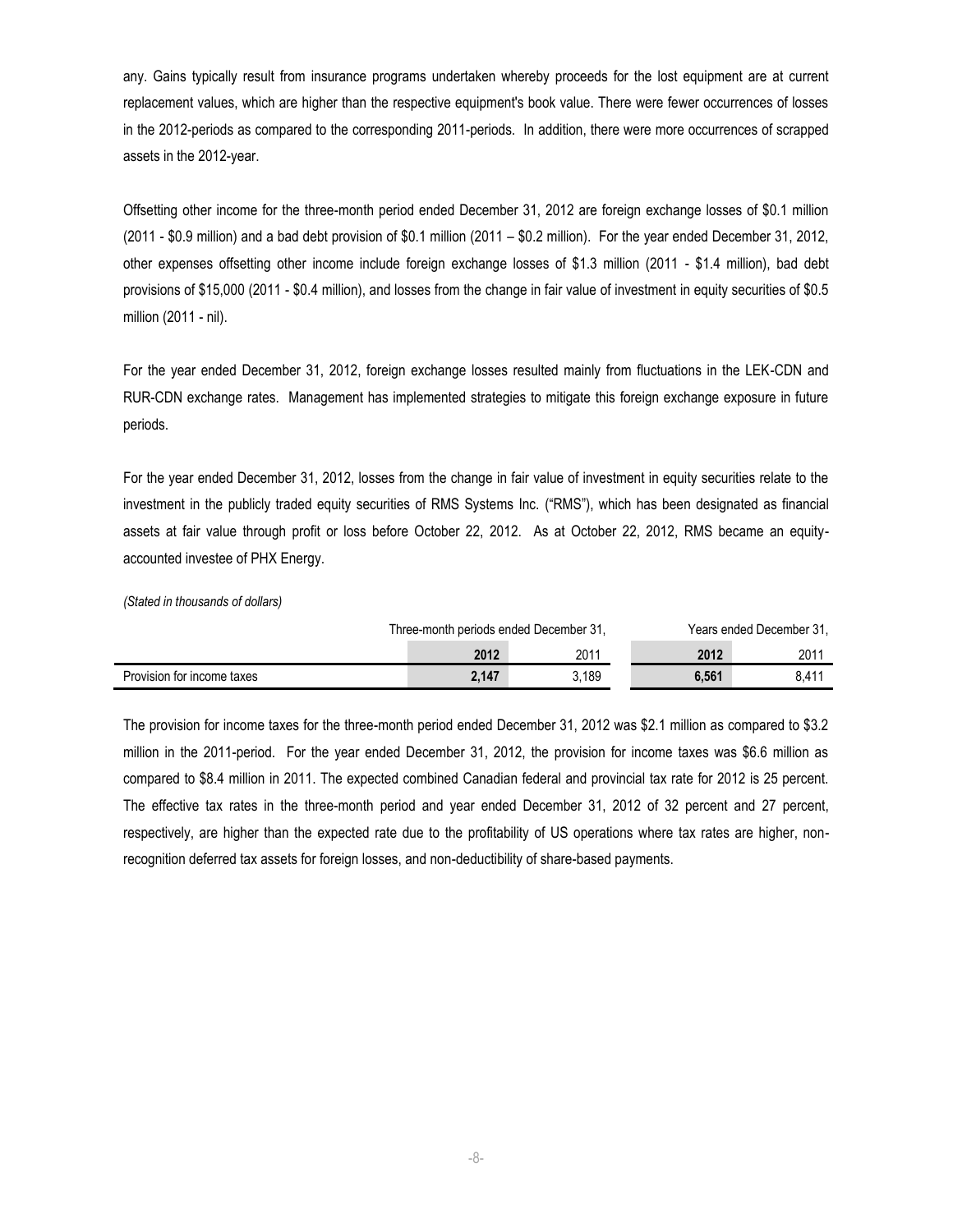any. Gains typically result from insurance programs undertaken whereby proceeds for the lost equipment are at current replacement values, which are higher than the respective equipment's book value. There were fewer occurrences of losses in the 2012-periods as compared to the corresponding 2011-periods. In addition, there were more occurrences of scrapped assets in the 2012-year.

Offsetting other income for the three-month period ended December 31, 2012 are foreign exchange losses of $0.1 million (2011 - $0.9 million) and a bad debt provision of $0.1 million (2011 – $0.2 million). For the year ended December 31, 2012, other expenses offsetting other income include foreign exchange losses of $1.3 million (2011 - $1.4 million), bad debt provisions of $15,000 (2011 - $0.4 million), and losses from the change in fair value of investment in equity securities of $0.5 million (2011 - nil).

For the year ended December 31, 2012, foreign exchange losses resulted mainly from fluctuations in the LEK-CDN and RUR-CDN exchange rates. Management has implemented strategies to mitigate this foreign exchange exposure in future periods.

For the year ended December 31, 2012, losses from the change in fair value of investment in equity securities relate to the investment in the publicly traded equity securities of RMS Systems Inc. ("RMS"), which has been designated as financial assets at fair value through profit or loss before October 22, 2012. As at October 22, 2012, RMS became an equity-accounted investee of PHX Energy.

*(Stated in thousands of dollars)*

| | Three-month periods ended December 31, | | Years ended December 31, | |
|---|---|---|---|---|
| | **2012** | 2011 | **2012** | 2011 |
| Provision for income taxes | **2,147** | 3,189 | **6,561** | 8,411 |

The provision for income taxes for the three-month period ended December 31, 2012 was $2.1 million as compared to $3.2 million in the 2011-period. For the year ended December 31, 2012, the provision for income taxes was $6.6 million as compared to $8.4 million in 2011. The expected combined Canadian federal and provincial tax rate for 2012 is 25 percent. The effective tax rates in the three-month period and year ended December 31, 2012 of 32 percent and 27 percent, respectively, are higher than the expected rate due to the profitability of US operations where tax rates are higher, non-recognition deferred tax assets for foreign losses, and non-deductibility of share-based payments.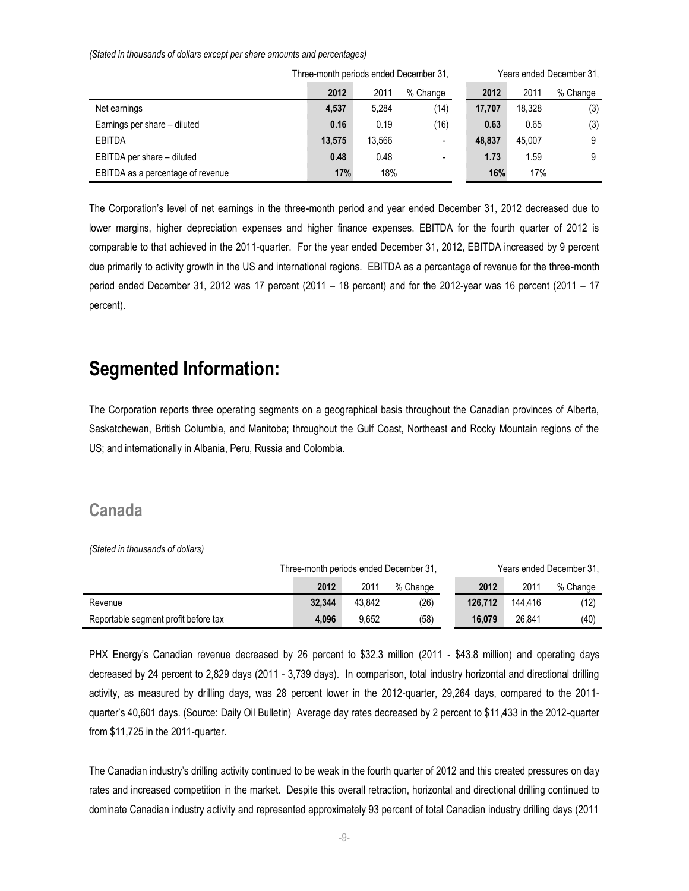*(Stated in thousands of dollars except per share amounts and percentages)*

| | Three-month periods ended December 31, | | | Years ended December 31, | | |
|---|---|---|---|---|---|---|
| | **2012** | 2011 | % Change | **2012** | 2011 | % Change |
| Net earnings | **4,537** | 5,284 | (14) | **17,707** | 18,328 | (3) |
| Earnings per share – diluted | **0.16** | 0.19 | (16) | **0.63** | 0.65 | (3) |
| EBITDA | **13,575** | 13,566 | - | **48,837** | 45,007 | 9 |
| EBITDA per share – diluted | **0.48** | 0.48 | - | **1.73** | 1.59 | 9 |
| EBITDA as a percentage of revenue | **17%** | 18% | | **16%** | 17% | |

The Corporation's level of net earnings in the three-month period and year ended December 31, 2012 decreased due to lower margins, higher depreciation expenses and higher finance expenses. EBITDA for the fourth quarter of 2012 is comparable to that achieved in the 2011-quarter. For the year ended December 31, 2012, EBITDA increased by 9 percent due primarily to activity growth in the US and international regions. EBITDA as a percentage of revenue for the three-month period ended December 31, 2012 was 17 percent (2011 – 18 percent) and for the 2012-year was 16 percent (2011 – 17 percent).

# Segmented Information:

The Corporation reports three operating segments on a geographical basis throughout the Canadian provinces of Alberta, Saskatchewan, British Columbia, and Manitoba; throughout the Gulf Coast, Northeast and Rocky Mountain regions of the US; and internationally in Albania, Peru, Russia and Colombia.

## Canada

*(Stated in thousands of dollars)*

| | Three-month periods ended December 31, | | | Years ended December 31, | | |
|---|---|---|---|---|---|---|
| | **2012** | 2011 | % Change | **2012** | 2011 | % Change |
| Revenue | **32,344** | 43,842 | (26) | **126,712** | 144,416 | (12) |
| Reportable segment profit before tax | **4,096** | 9,652 | (58) | **16,079** | 26,841 | (40) |

PHX Energy's Canadian revenue decreased by 26 percent to $32.3 million (2011 - $43.8 million) and operating days decreased by 24 percent to 2,829 days (2011 - 3,739 days). In comparison, total industry horizontal and directional drilling activity, as measured by drilling days, was 28 percent lower in the 2012-quarter, 29,264 days, compared to the 2011-quarter's 40,601 days. (Source: Daily Oil Bulletin) Average day rates decreased by 2 percent to $11,433 in the 2012-quarter from $11,725 in the 2011-quarter.

The Canadian industry's drilling activity continued to be weak in the fourth quarter of 2012 and this created pressures on day rates and increased competition in the market. Despite this overall retraction, horizontal and directional drilling continued to dominate Canadian industry activity and represented approximately 93 percent of total Canadian industry drilling days (2011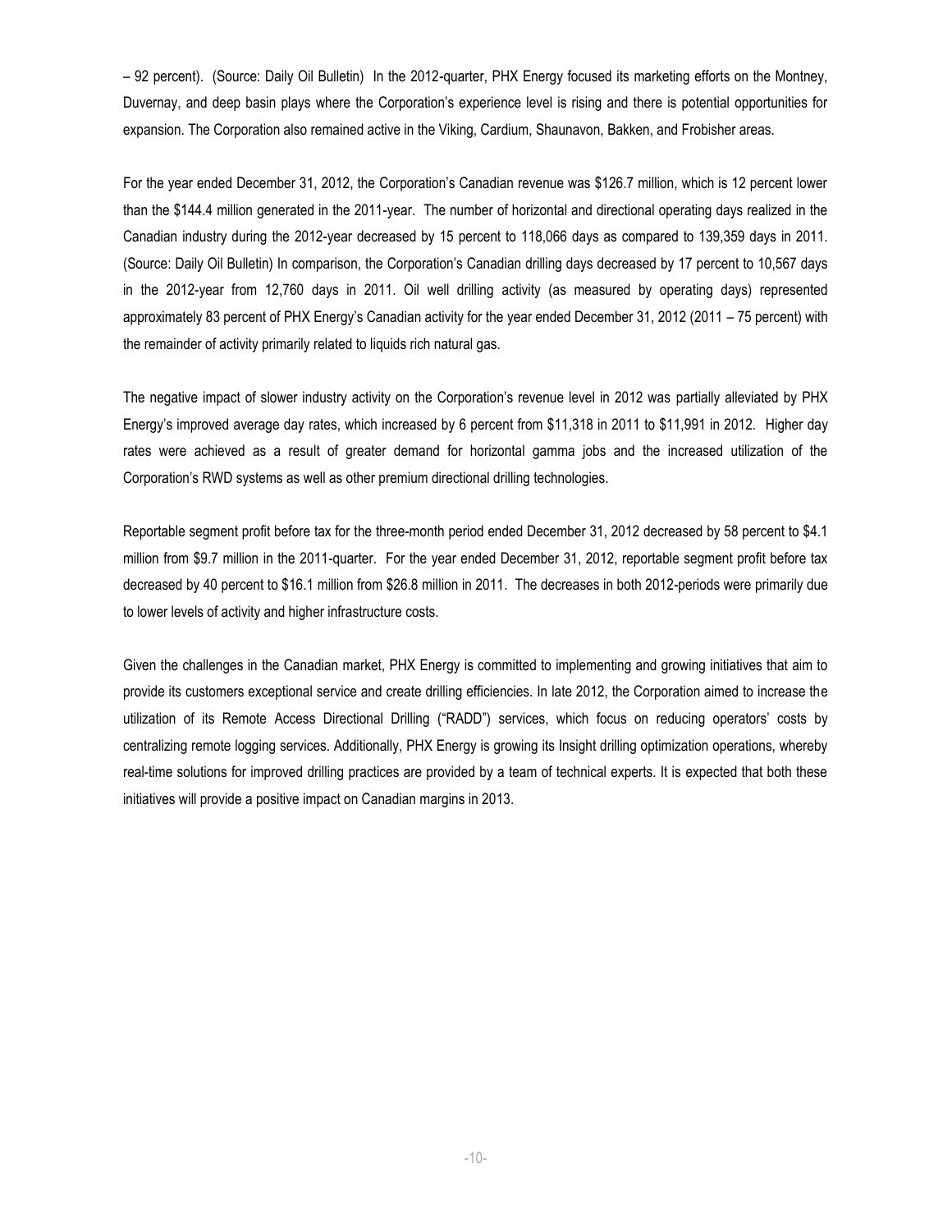– 92 percent). (Source: Daily Oil Bulletin) In the 2012-quarter, PHX Energy focused its marketing efforts on the Montney, Duvernay, and deep basin plays where the Corporation's experience level is rising and there is potential opportunities for expansion. The Corporation also remained active in the Viking, Cardium, Shaunavon, Bakken, and Frobisher areas.

For the year ended December 31, 2012, the Corporation's Canadian revenue was $126.7 million, which is 12 percent lower than the $144.4 million generated in the 2011-year. The number of horizontal and directional operating days realized in the Canadian industry during the 2012-year decreased by 15 percent to 118,066 days as compared to 139,359 days in 2011. (Source: Daily Oil Bulletin) In comparison, the Corporation's Canadian drilling days decreased by 17 percent to 10,567 days in the 2012-year from 12,760 days in 2011. Oil well drilling activity (as measured by operating days) represented approximately 83 percent of PHX Energy's Canadian activity for the year ended December 31, 2012 (2011 – 75 percent) with the remainder of activity primarily related to liquids rich natural gas.

The negative impact of slower industry activity on the Corporation's revenue level in 2012 was partially alleviated by PHX Energy's improved average day rates, which increased by 6 percent from $11,318 in 2011 to $11,991 in 2012. Higher day rates were achieved as a result of greater demand for horizontal gamma jobs and the increased utilization of the Corporation's RWD systems as well as other premium directional drilling technologies.

Reportable segment profit before tax for the three-month period ended December 31, 2012 decreased by 58 percent to $4.1 million from $9.7 million in the 2011-quarter. For the year ended December 31, 2012, reportable segment profit before tax decreased by 40 percent to $16.1 million from $26.8 million in 2011. The decreases in both 2012-periods were primarily due to lower levels of activity and higher infrastructure costs.

Given the challenges in the Canadian market, PHX Energy is committed to implementing and growing initiatives that aim to provide its customers exceptional service and create drilling efficiencies. In late 2012, the Corporation aimed to increase the utilization of its Remote Access Directional Drilling ("RADD") services, which focus on reducing operators' costs by centralizing remote logging services. Additionally, PHX Energy is growing its Insight drilling optimization operations, whereby real-time solutions for improved drilling practices are provided by a team of technical experts. It is expected that both these initiatives will provide a positive impact on Canadian margins in 2013.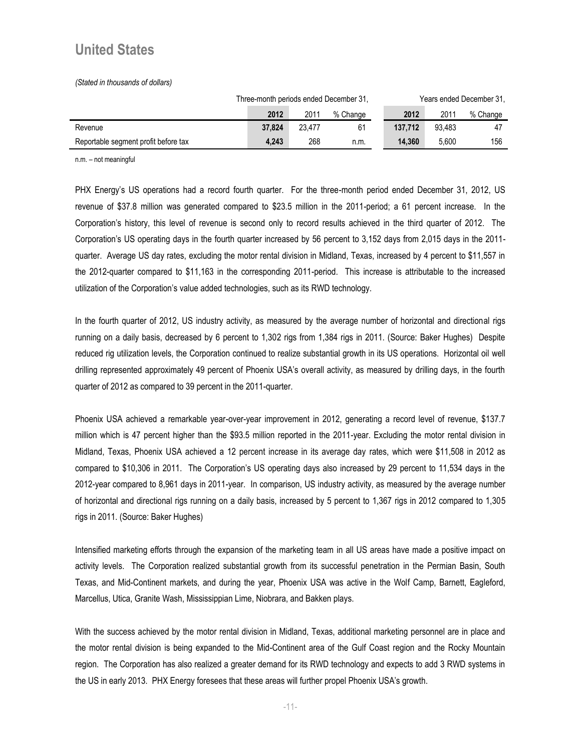# United States

*(Stated in thousands of dollars)*

| | Three-month periods ended December 31, | | | Years ended December 31, | | |
|---|---|---|---|---|---|---|
| | **2012** | 2011 | % Change | **2012** | 2011 | % Change |
| Revenue | **37,824** | 23,477 | 61 | **137,712** | 93,483 | 47 |
| Reportable segment profit before tax | **4,243** | 268 | n.m. | **14,360** | 5,600 | 156 |

n.m. – not meaningful

PHX Energy's US operations had a record fourth quarter. For the three-month period ended December 31, 2012, US revenue of $37.8 million was generated compared to $23.5 million in the 2011-period; a 61 percent increase. In the Corporation's history, this level of revenue is second only to record results achieved in the third quarter of 2012. The Corporation's US operating days in the fourth quarter increased by 56 percent to 3,152 days from 2,015 days in the 2011-quarter. Average US day rates, excluding the motor rental division in Midland, Texas, increased by 4 percent to $11,557 in the 2012-quarter compared to $11,163 in the corresponding 2011-period. This increase is attributable to the increased utilization of the Corporation's value added technologies, such as its RWD technology.

In the fourth quarter of 2012, US industry activity, as measured by the average number of horizontal and directional rigs running on a daily basis, decreased by 6 percent to 1,302 rigs from 1,384 rigs in 2011. (Source: Baker Hughes) Despite reduced rig utilization levels, the Corporation continued to realize substantial growth in its US operations. Horizontal oil well drilling represented approximately 49 percent of Phoenix USA's overall activity, as measured by drilling days, in the fourth quarter of 2012 as compared to 39 percent in the 2011-quarter.

Phoenix USA achieved a remarkable year-over-year improvement in 2012, generating a record level of revenue, $137.7 million which is 47 percent higher than the $93.5 million reported in the 2011-year. Excluding the motor rental division in Midland, Texas, Phoenix USA achieved a 12 percent increase in its average day rates, which were $11,508 in 2012 as compared to $10,306 in 2011. The Corporation's US operating days also increased by 29 percent to 11,534 days in the 2012-year compared to 8,961 days in 2011-year. In comparison, US industry activity, as measured by the average number of horizontal and directional rigs running on a daily basis, increased by 5 percent to 1,367 rigs in 2012 compared to 1,305 rigs in 2011. (Source: Baker Hughes)

Intensified marketing efforts through the expansion of the marketing team in all US areas have made a positive impact on activity levels. The Corporation realized substantial growth from its successful penetration in the Permian Basin, South Texas, and Mid-Continent markets, and during the year, Phoenix USA was active in the Wolf Camp, Barnett, Eagleford, Marcellus, Utica, Granite Wash, Mississippian Lime, Niobrara, and Bakken plays.

With the success achieved by the motor rental division in Midland, Texas, additional marketing personnel are in place and the motor rental division is being expanded to the Mid-Continent area of the Gulf Coast region and the Rocky Mountain region. The Corporation has also realized a greater demand for its RWD technology and expects to add 3 RWD systems in the US in early 2013. PHX Energy foresees that these areas will further propel Phoenix USA's growth.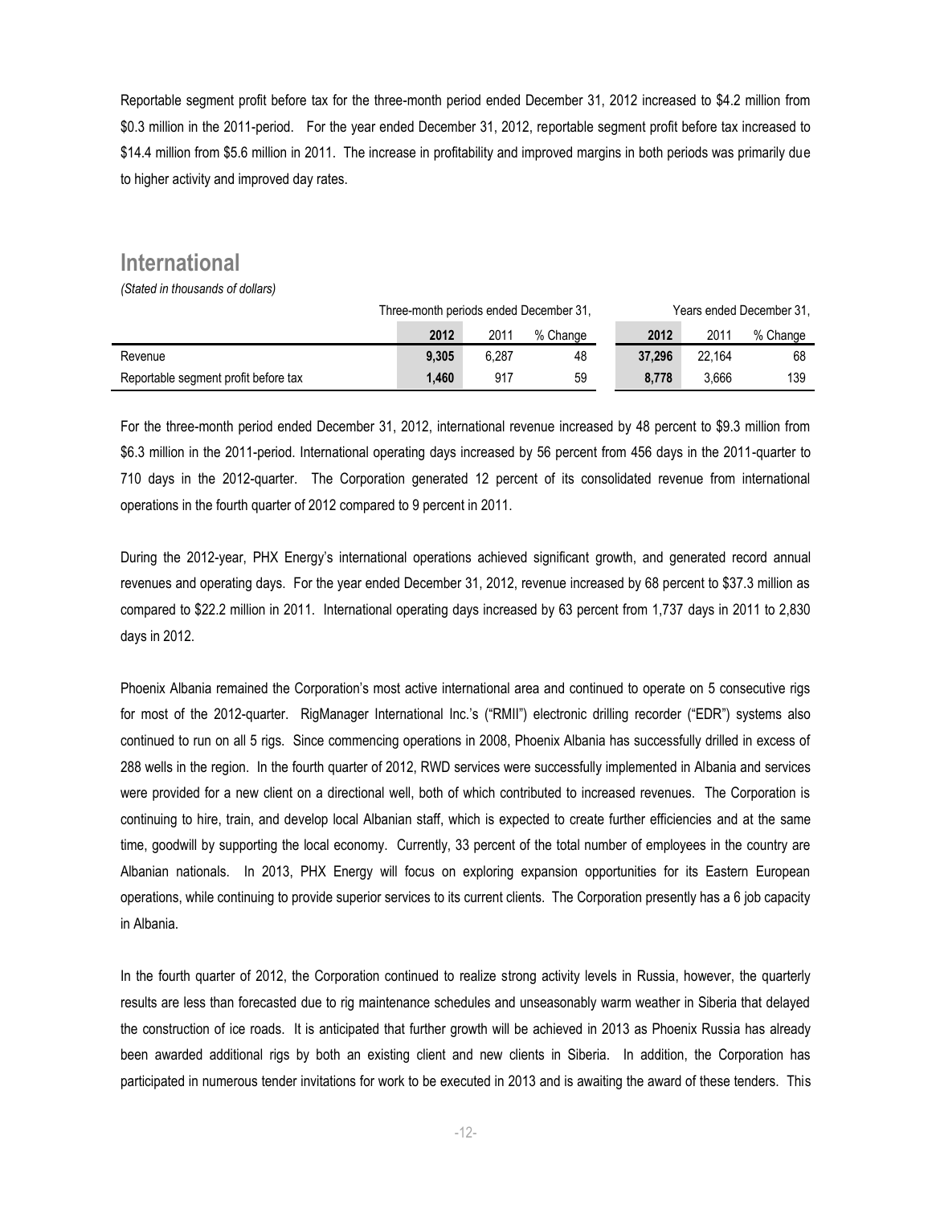Reportable segment profit before tax for the three-month period ended December 31, 2012 increased to $4.2 million from $0.3 million in the 2011-period. For the year ended December 31, 2012, reportable segment profit before tax increased to $14.4 million from $5.6 million in 2011. The increase in profitability and improved margins in both periods was primarily due to higher activity and improved day rates.

## International

*(Stated in thousands of dollars)*

| | Three-month periods ended December 31, | | | Years ended December 31, | | |
|---|---|---|---|---|---|---|
| | **2012** | 2011 | % Change | **2012** | 2011 | % Change |
| Revenue | **9,305** | 6,287 | 48 | **37,296** | 22,164 | 68 |
| Reportable segment profit before tax | **1,460** | 917 | 59 | **8,778** | 3,666 | 139 |

For the three-month period ended December 31, 2012, international revenue increased by 48 percent to $9.3 million from $6.3 million in the 2011-period. International operating days increased by 56 percent from 456 days in the 2011-quarter to 710 days in the 2012-quarter. The Corporation generated 12 percent of its consolidated revenue from international operations in the fourth quarter of 2012 compared to 9 percent in 2011.

During the 2012-year, PHX Energy's international operations achieved significant growth, and generated record annual revenues and operating days. For the year ended December 31, 2012, revenue increased by 68 percent to $37.3 million as compared to $22.2 million in 2011. International operating days increased by 63 percent from 1,737 days in 2011 to 2,830 days in 2012.

Phoenix Albania remained the Corporation's most active international area and continued to operate on 5 consecutive rigs for most of the 2012-quarter. RigManager International Inc.'s ("RMII") electronic drilling recorder ("EDR") systems also continued to run on all 5 rigs. Since commencing operations in 2008, Phoenix Albania has successfully drilled in excess of 288 wells in the region. In the fourth quarter of 2012, RWD services were successfully implemented in Albania and services were provided for a new client on a directional well, both of which contributed to increased revenues. The Corporation is continuing to hire, train, and develop local Albanian staff, which is expected to create further efficiencies and at the same time, goodwill by supporting the local economy. Currently, 33 percent of the total number of employees in the country are Albanian nationals. In 2013, PHX Energy will focus on exploring expansion opportunities for its Eastern European operations, while continuing to provide superior services to its current clients. The Corporation presently has a 6 job capacity in Albania.

In the fourth quarter of 2012, the Corporation continued to realize strong activity levels in Russia, however, the quarterly results are less than forecasted due to rig maintenance schedules and unseasonably warm weather in Siberia that delayed the construction of ice roads. It is anticipated that further growth will be achieved in 2013 as Phoenix Russia has already been awarded additional rigs by both an existing client and new clients in Siberia. In addition, the Corporation has participated in numerous tender invitations for work to be executed in 2013 and is awaiting the award of these tenders. This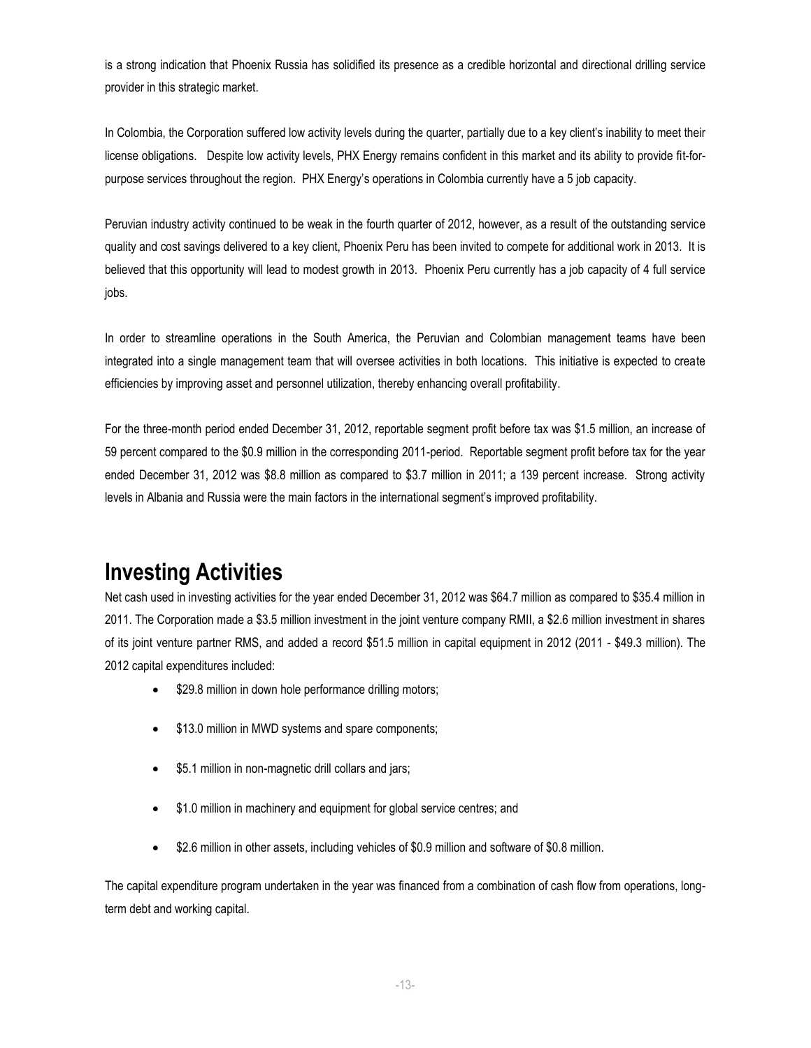is a strong indication that Phoenix Russia has solidified its presence as a credible horizontal and directional drilling service provider in this strategic market.

In Colombia, the Corporation suffered low activity levels during the quarter, partially due to a key client's inability to meet their license obligations. Despite low activity levels, PHX Energy remains confident in this market and its ability to provide fit-for-purpose services throughout the region. PHX Energy's operations in Colombia currently have a 5 job capacity.

Peruvian industry activity continued to be weak in the fourth quarter of 2012, however, as a result of the outstanding service quality and cost savings delivered to a key client, Phoenix Peru has been invited to compete for additional work in 2013. It is believed that this opportunity will lead to modest growth in 2013. Phoenix Peru currently has a job capacity of 4 full service jobs.

In order to streamline operations in the South America, the Peruvian and Colombian management teams have been integrated into a single management team that will oversee activities in both locations. This initiative is expected to create efficiencies by improving asset and personnel utilization, thereby enhancing overall profitability.

For the three-month period ended December 31, 2012, reportable segment profit before tax was $1.5 million, an increase of 59 percent compared to the $0.9 million in the corresponding 2011-period. Reportable segment profit before tax for the year ended December 31, 2012 was $8.8 million as compared to $3.7 million in 2011; a 139 percent increase. Strong activity levels in Albania and Russia were the main factors in the international segment's improved profitability.

# Investing Activities

Net cash used in investing activities for the year ended December 31, 2012 was $64.7 million as compared to $35.4 million in 2011. The Corporation made a $3.5 million investment in the joint venture company RMII, a $2.6 million investment in shares of its joint venture partner RMS, and added a record $51.5 million in capital equipment in 2012 (2011 - $49.3 million). The 2012 capital expenditures included:

- $29.8 million in down hole performance drilling motors;
- $13.0 million in MWD systems and spare components;
- $5.1 million in non-magnetic drill collars and jars;
- $1.0 million in machinery and equipment for global service centres; and
- $2.6 million in other assets, including vehicles of $0.9 million and software of $0.8 million.

The capital expenditure program undertaken in the year was financed from a combination of cash flow from operations, long-term debt and working capital.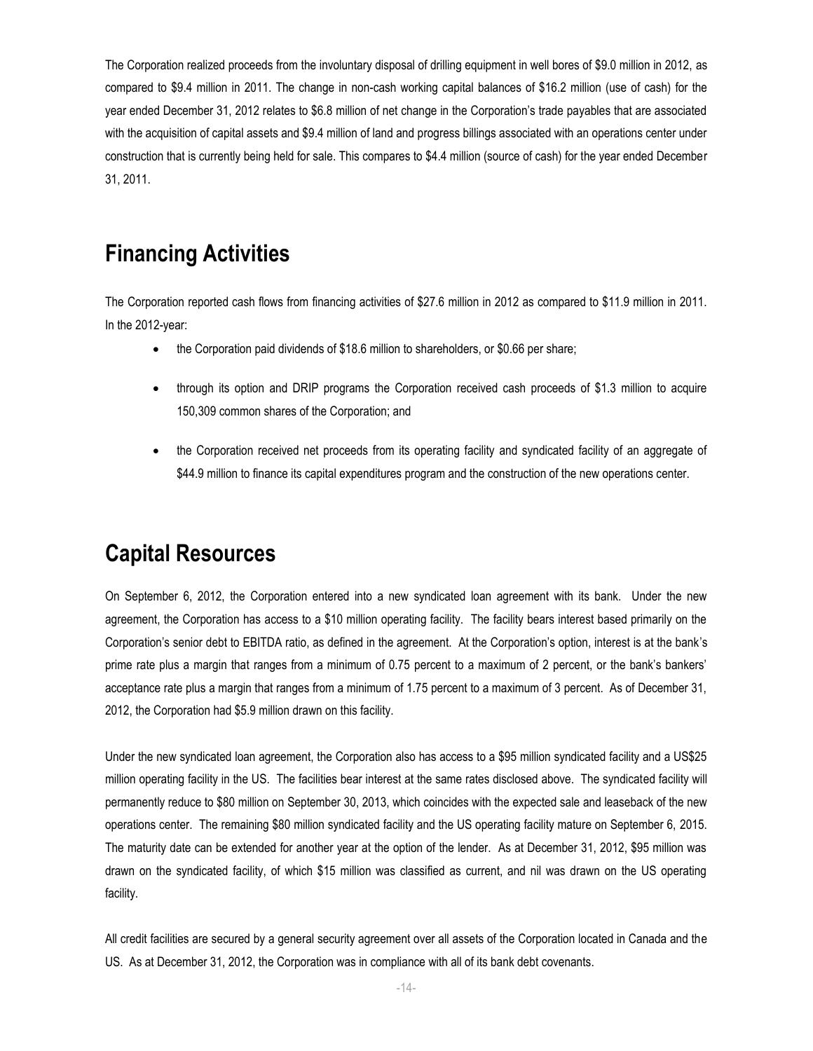The Corporation realized proceeds from the involuntary disposal of drilling equipment in well bores of $9.0 million in 2012, as compared to $9.4 million in 2011. The change in non-cash working capital balances of $16.2 million (use of cash) for the year ended December 31, 2012 relates to $6.8 million of net change in the Corporation's trade payables that are associated with the acquisition of capital assets and $9.4 million of land and progress billings associated with an operations center under construction that is currently being held for sale. This compares to $4.4 million (source of cash) for the year ended December 31, 2011.

# Financing Activities

The Corporation reported cash flows from financing activities of $27.6 million in 2012 as compared to $11.9 million in 2011. In the 2012-year:

- the Corporation paid dividends of $18.6 million to shareholders, or $0.66 per share;
- through its option and DRIP programs the Corporation received cash proceeds of $1.3 million to acquire 150,309 common shares of the Corporation; and
- the Corporation received net proceeds from its operating facility and syndicated facility of an aggregate of $44.9 million to finance its capital expenditures program and the construction of the new operations center.

# Capital Resources

On September 6, 2012, the Corporation entered into a new syndicated loan agreement with its bank. Under the new agreement, the Corporation has access to a $10 million operating facility. The facility bears interest based primarily on the Corporation's senior debt to EBITDA ratio, as defined in the agreement. At the Corporation's option, interest is at the bank's prime rate plus a margin that ranges from a minimum of 0.75 percent to a maximum of 2 percent, or the bank's bankers' acceptance rate plus a margin that ranges from a minimum of 1.75 percent to a maximum of 3 percent. As of December 31, 2012, the Corporation had $5.9 million drawn on this facility.

Under the new syndicated loan agreement, the Corporation also has access to a $95 million syndicated facility and a US$25 million operating facility in the US. The facilities bear interest at the same rates disclosed above. The syndicated facility will permanently reduce to $80 million on September 30, 2013, which coincides with the expected sale and leaseback of the new operations center. The remaining $80 million syndicated facility and the US operating facility mature on September 6, 2015. The maturity date can be extended for another year at the option of the lender. As at December 31, 2012, $95 million was drawn on the syndicated facility, of which $15 million was classified as current, and nil was drawn on the US operating facility.

All credit facilities are secured by a general security agreement over all assets of the Corporation located in Canada and the US. As at December 31, 2012, the Corporation was in compliance with all of its bank debt covenants.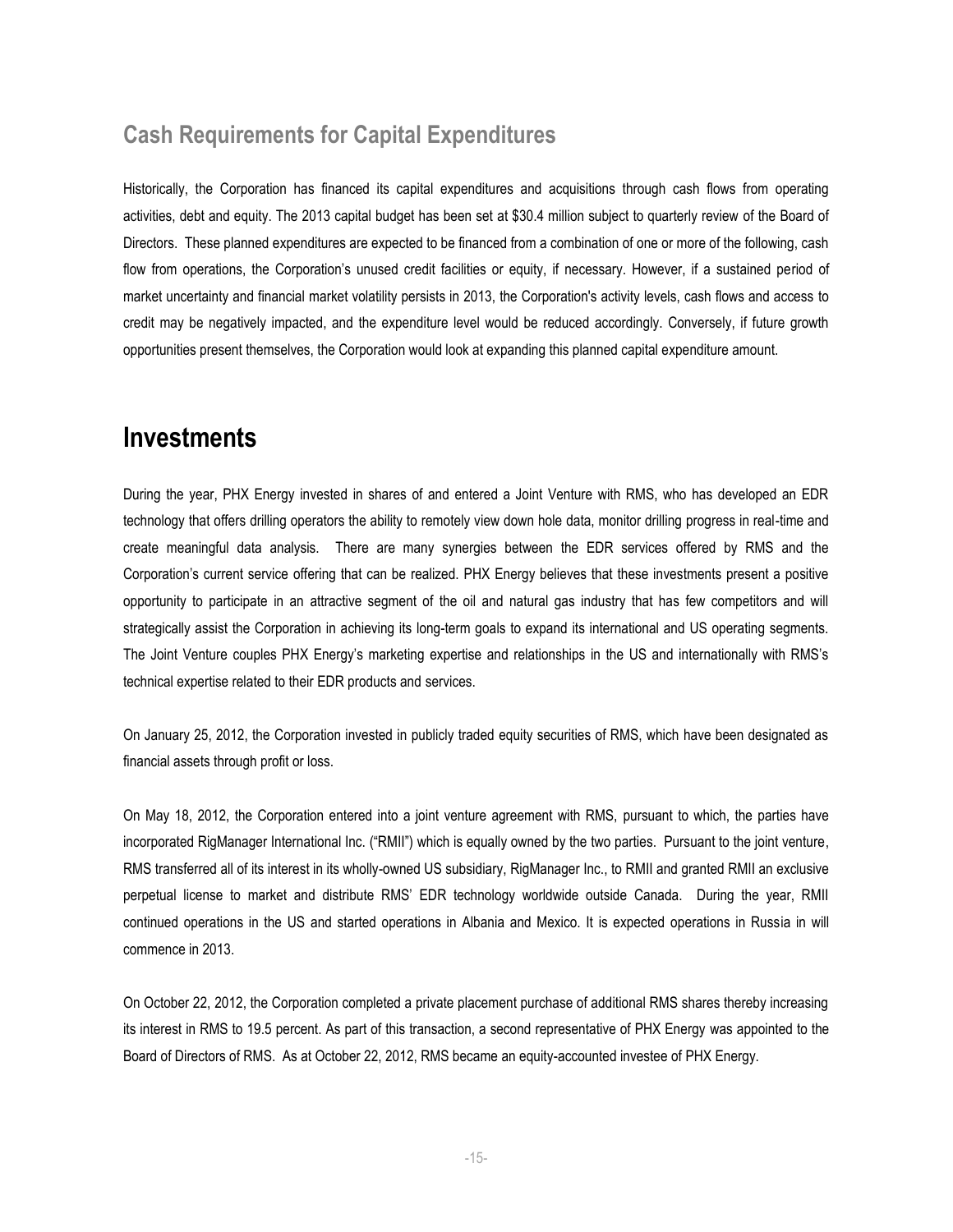## Cash Requirements for Capital Expenditures

Historically, the Corporation has financed its capital expenditures and acquisitions through cash flows from operating activities, debt and equity. The 2013 capital budget has been set at $30.4 million subject to quarterly review of the Board of Directors. These planned expenditures are expected to be financed from a combination of one or more of the following, cash flow from operations, the Corporation's unused credit facilities or equity, if necessary. However, if a sustained period of market uncertainty and financial market volatility persists in 2013, the Corporation's activity levels, cash flows and access to credit may be negatively impacted, and the expenditure level would be reduced accordingly. Conversely, if future growth opportunities present themselves, the Corporation would look at expanding this planned capital expenditure amount.

# Investments

During the year, PHX Energy invested in shares of and entered a Joint Venture with RMS, who has developed an EDR technology that offers drilling operators the ability to remotely view down hole data, monitor drilling progress in real-time and create meaningful data analysis. There are many synergies between the EDR services offered by RMS and the Corporation's current service offering that can be realized. PHX Energy believes that these investments present a positive opportunity to participate in an attractive segment of the oil and natural gas industry that has few competitors and will strategically assist the Corporation in achieving its long-term goals to expand its international and US operating segments. The Joint Venture couples PHX Energy's marketing expertise and relationships in the US and internationally with RMS's technical expertise related to their EDR products and services.

On January 25, 2012, the Corporation invested in publicly traded equity securities of RMS, which have been designated as financial assets through profit or loss.

On May 18, 2012, the Corporation entered into a joint venture agreement with RMS, pursuant to which, the parties have incorporated RigManager International Inc. ("RMII") which is equally owned by the two parties. Pursuant to the joint venture, RMS transferred all of its interest in its wholly-owned US subsidiary, RigManager Inc., to RMII and granted RMII an exclusive perpetual license to market and distribute RMS' EDR technology worldwide outside Canada. During the year, RMII continued operations in the US and started operations in Albania and Mexico. It is expected operations in Russia in will commence in 2013.

On October 22, 2012, the Corporation completed a private placement purchase of additional RMS shares thereby increasing its interest in RMS to 19.5 percent. As part of this transaction, a second representative of PHX Energy was appointed to the Board of Directors of RMS. As at October 22, 2012, RMS became an equity-accounted investee of PHX Energy.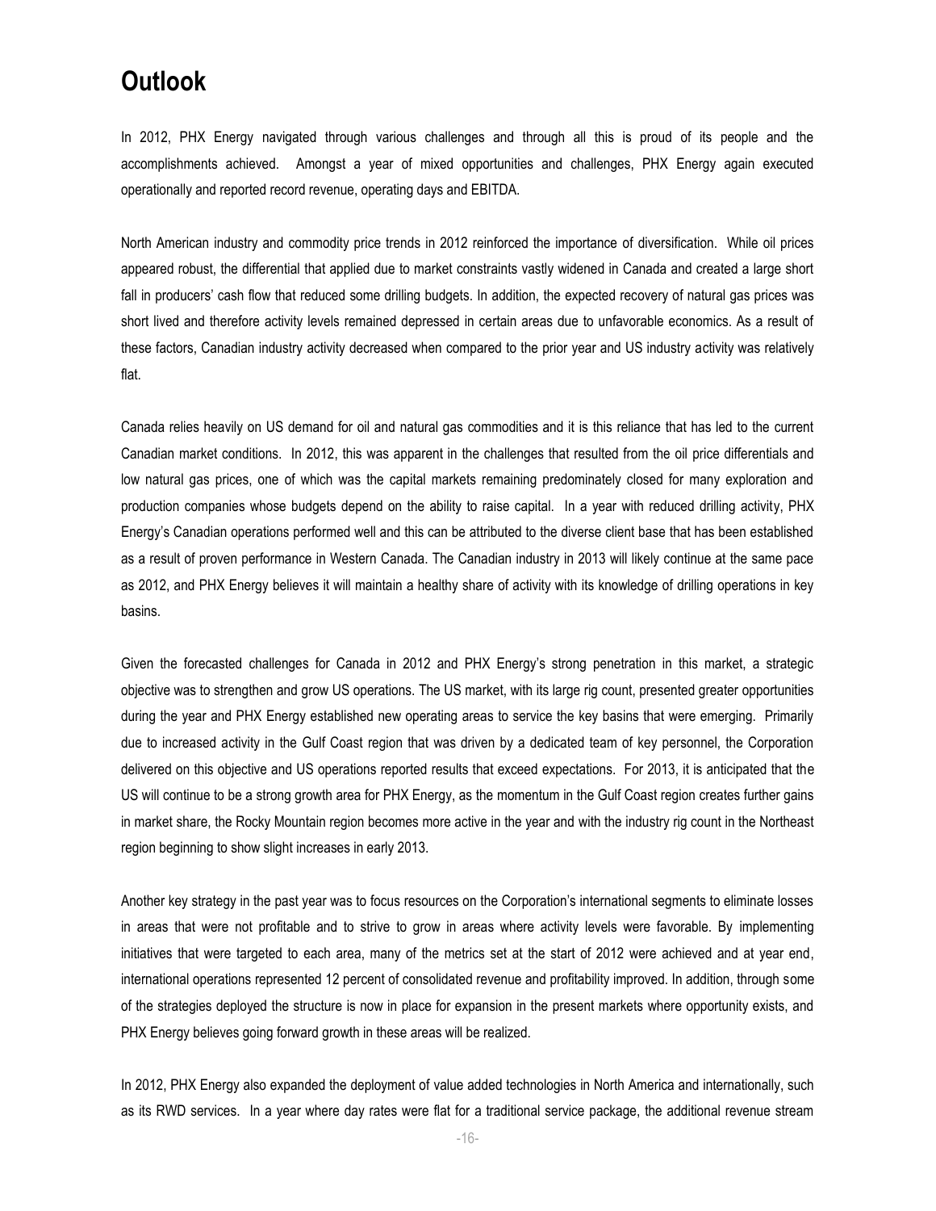# Outlook

In 2012, PHX Energy navigated through various challenges and through all this is proud of its people and the accomplishments achieved. Amongst a year of mixed opportunities and challenges, PHX Energy again executed operationally and reported record revenue, operating days and EBITDA.

North American industry and commodity price trends in 2012 reinforced the importance of diversification. While oil prices appeared robust, the differential that applied due to market constraints vastly widened in Canada and created a large short fall in producers' cash flow that reduced some drilling budgets. In addition, the expected recovery of natural gas prices was short lived and therefore activity levels remained depressed in certain areas due to unfavorable economics. As a result of these factors, Canadian industry activity decreased when compared to the prior year and US industry activity was relatively flat.

Canada relies heavily on US demand for oil and natural gas commodities and it is this reliance that has led to the current Canadian market conditions. In 2012, this was apparent in the challenges that resulted from the oil price differentials and low natural gas prices, one of which was the capital markets remaining predominately closed for many exploration and production companies whose budgets depend on the ability to raise capital. In a year with reduced drilling activity, PHX Energy's Canadian operations performed well and this can be attributed to the diverse client base that has been established as a result of proven performance in Western Canada. The Canadian industry in 2013 will likely continue at the same pace as 2012, and PHX Energy believes it will maintain a healthy share of activity with its knowledge of drilling operations in key basins.

Given the forecasted challenges for Canada in 2012 and PHX Energy's strong penetration in this market, a strategic objective was to strengthen and grow US operations. The US market, with its large rig count, presented greater opportunities during the year and PHX Energy established new operating areas to service the key basins that were emerging. Primarily due to increased activity in the Gulf Coast region that was driven by a dedicated team of key personnel, the Corporation delivered on this objective and US operations reported results that exceed expectations. For 2013, it is anticipated that the US will continue to be a strong growth area for PHX Energy, as the momentum in the Gulf Coast region creates further gains in market share, the Rocky Mountain region becomes more active in the year and with the industry rig count in the Northeast region beginning to show slight increases in early 2013.

Another key strategy in the past year was to focus resources on the Corporation's international segments to eliminate losses in areas that were not profitable and to strive to grow in areas where activity levels were favorable. By implementing initiatives that were targeted to each area, many of the metrics set at the start of 2012 were achieved and at year end, international operations represented 12 percent of consolidated revenue and profitability improved. In addition, through some of the strategies deployed the structure is now in place for expansion in the present markets where opportunity exists, and PHX Energy believes going forward growth in these areas will be realized.

In 2012, PHX Energy also expanded the deployment of value added technologies in North America and internationally, such as its RWD services. In a year where day rates were flat for a traditional service package, the additional revenue stream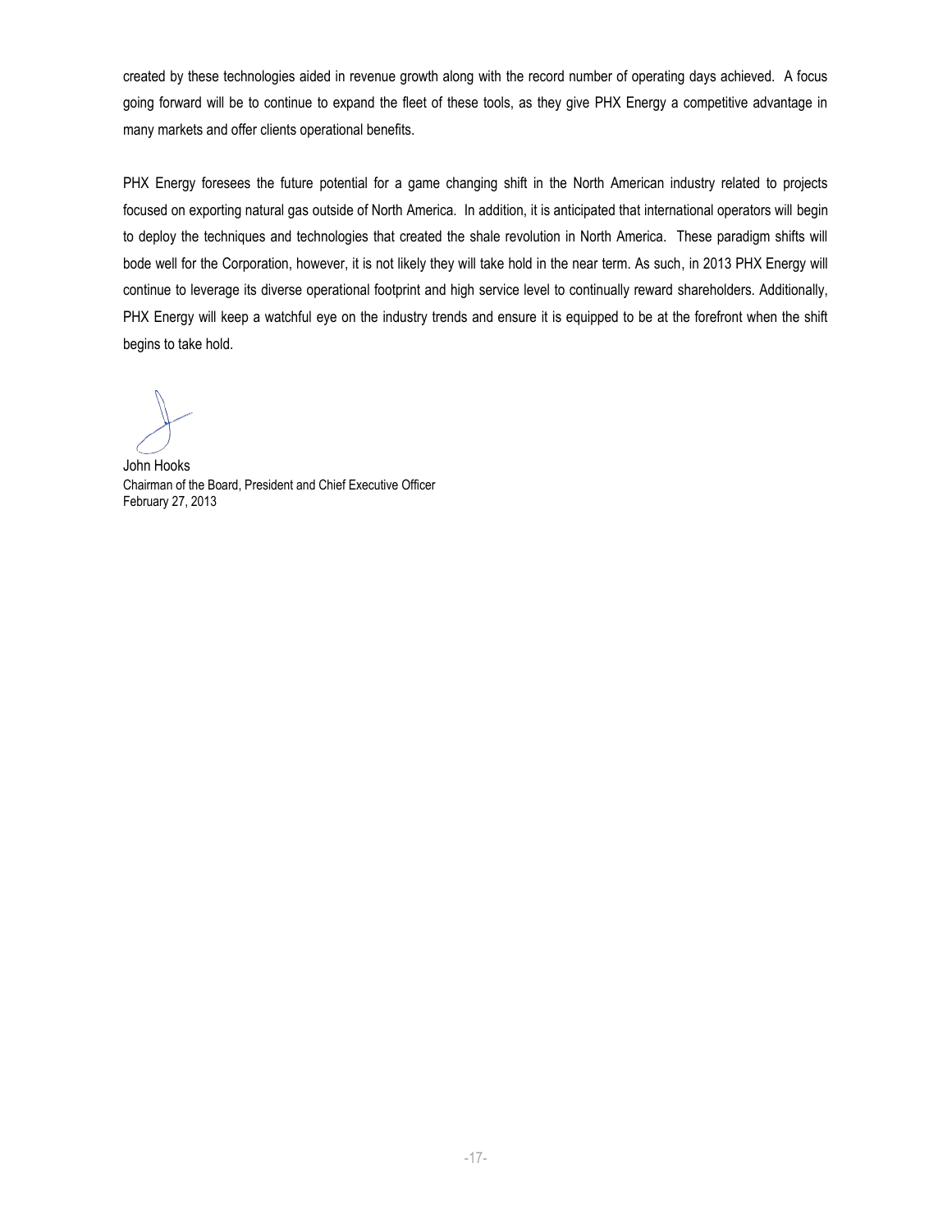created by these technologies aided in revenue growth along with the record number of operating days achieved. A focus going forward will be to continue to expand the fleet of these tools, as they give PHX Energy a competitive advantage in many markets and offer clients operational benefits.

PHX Energy foresees the future potential for a game changing shift in the North American industry related to projects focused on exporting natural gas outside of North America. In addition, it is anticipated that international operators will begin to deploy the techniques and technologies that created the shale revolution in North America. These paradigm shifts will bode well for the Corporation, however, it is not likely they will take hold in the near term. As such, in 2013 PHX Energy will continue to leverage its diverse operational footprint and high service level to continually reward shareholders. Additionally, PHX Energy will keep a watchful eye on the industry trends and ensure it is equipped to be at the forefront when the shift begins to take hold.

John Hooks
Chairman of the Board, President and Chief Executive Officer
February 27, 2013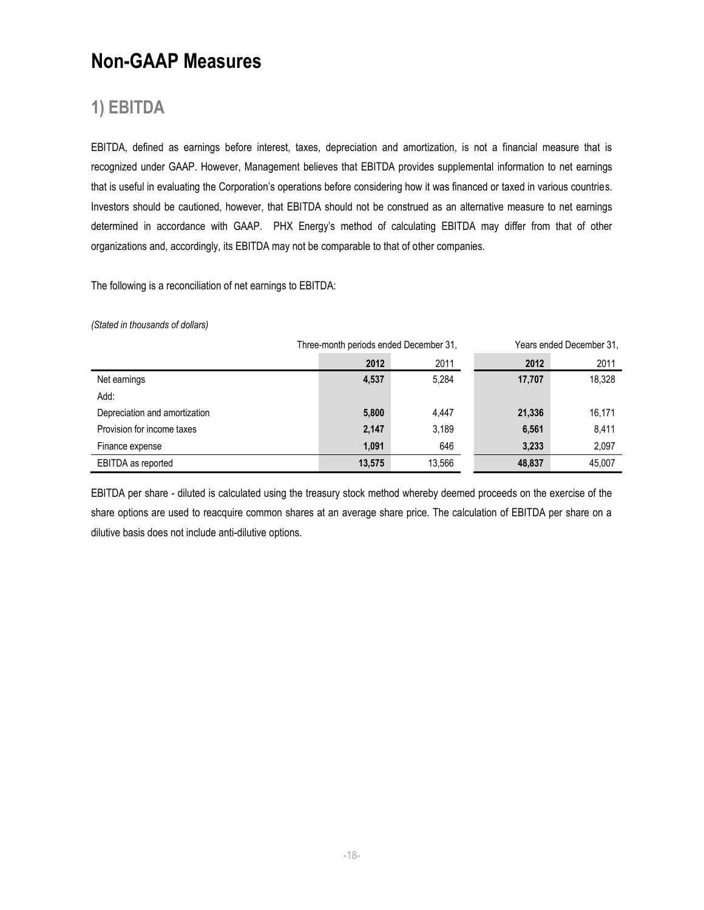# Non-GAAP Measures

## 1) EBITDA

EBITDA, defined as earnings before interest, taxes, depreciation and amortization, is not a financial measure that is recognized under GAAP. However, Management believes that EBITDA provides supplemental information to net earnings that is useful in evaluating the Corporation's operations before considering how it was financed or taxed in various countries. Investors should be cautioned, however, that EBITDA should not be construed as an alternative measure to net earnings determined in accordance with GAAP. PHX Energy's method of calculating EBITDA may differ from that of other organizations and, accordingly, its EBITDA may not be comparable to that of other companies.

The following is a reconciliation of net earnings to EBITDA:

*(Stated in thousands of dollars)*

| | Three-month periods ended December 31, | | Years ended December 31, | |
|---|---|---|---|---|
| | **2012** | 2011 | **2012** | 2011 |
| Net earnings | **4,537** | 5,284 | **17,707** | 18,328 |
| Add: | | | | |
| Depreciation and amortization | **5,800** | 4,447 | **21,336** | 16,171 |
| Provision for income taxes | **2,147** | 3,189 | **6,561** | 8,411 |
| Finance expense | **1,091** | 646 | **3,233** | 2,097 |
| EBITDA as reported | **13,575** | 13,566 | **48,837** | 45,007 |

EBITDA per share - diluted is calculated using the treasury stock method whereby deemed proceeds on the exercise of the share options are used to reacquire common shares at an average share price. The calculation of EBITDA per share on a dilutive basis does not include anti-dilutive options.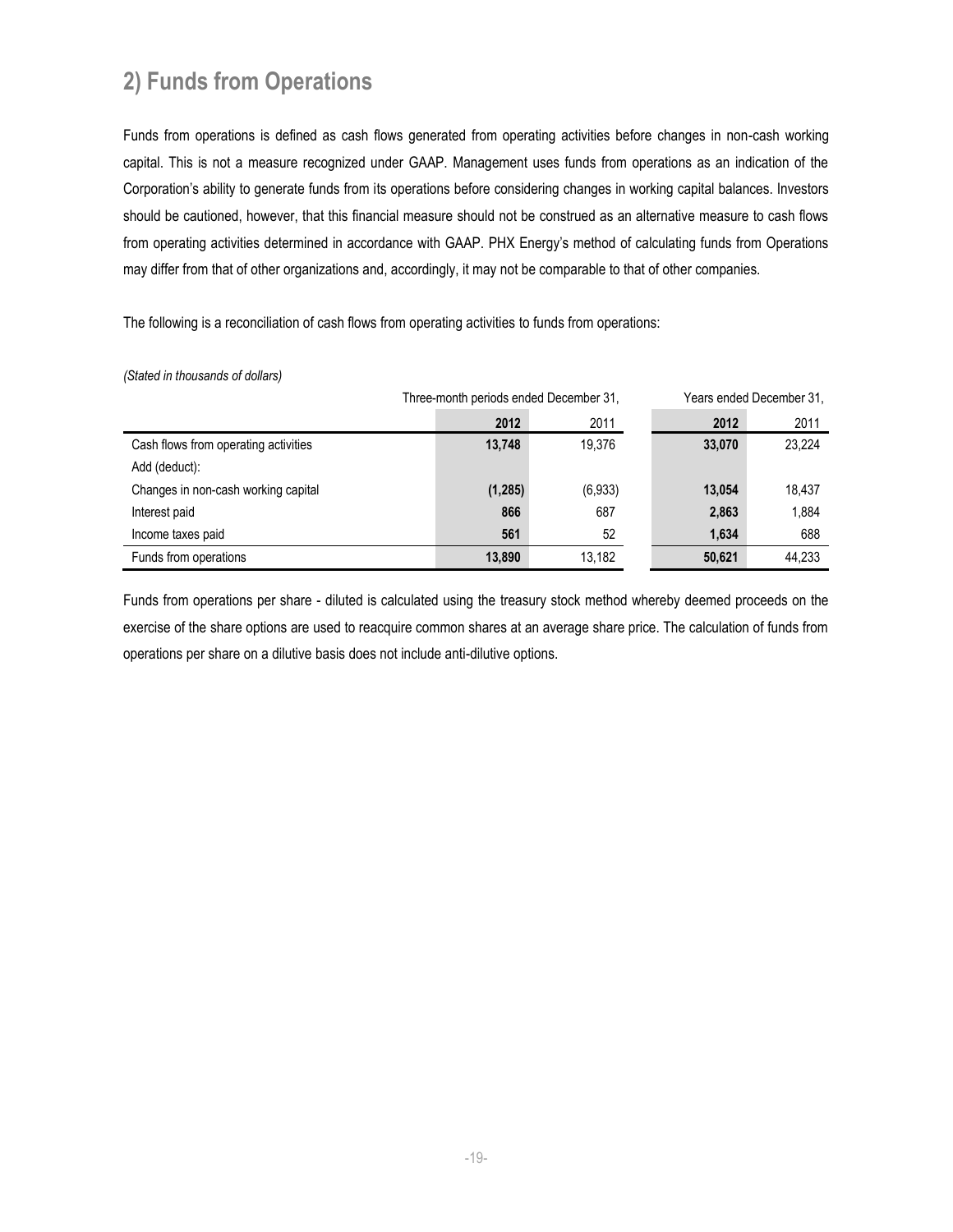## 2) Funds from Operations

Funds from operations is defined as cash flows generated from operating activities before changes in non-cash working capital. This is not a measure recognized under GAAP. Management uses funds from operations as an indication of the Corporation's ability to generate funds from its operations before considering changes in working capital balances. Investors should be cautioned, however, that this financial measure should not be construed as an alternative measure to cash flows from operating activities determined in accordance with GAAP. PHX Energy's method of calculating funds from Operations may differ from that of other organizations and, accordingly, it may not be comparable to that of other companies.

The following is a reconciliation of cash flows from operating activities to funds from operations:

*(Stated in thousands of dollars)*

| | Three-month periods ended December 31, | | Years ended December 31, | |
|---|---|---|---|---|
| | **2012** | 2011 | **2012** | 2011 |
| Cash flows from operating activities | **13,748** | 19,376 | **33,070** | 23,224 |
| Add (deduct): | | | | |
| Changes in non-cash working capital | **(1,285)** | (6,933) | **13,054** | 18,437 |
| Interest paid | **866** | 687 | **2,863** | 1,884 |
| Income taxes paid | **561** | 52 | **1,634** | 688 |
| Funds from operations | **13,890** | 13,182 | **50,621** | 44,233 |

Funds from operations per share - diluted is calculated using the treasury stock method whereby deemed proceeds on the exercise of the share options are used to reacquire common shares at an average share price. The calculation of funds from operations per share on a dilutive basis does not include anti-dilutive options.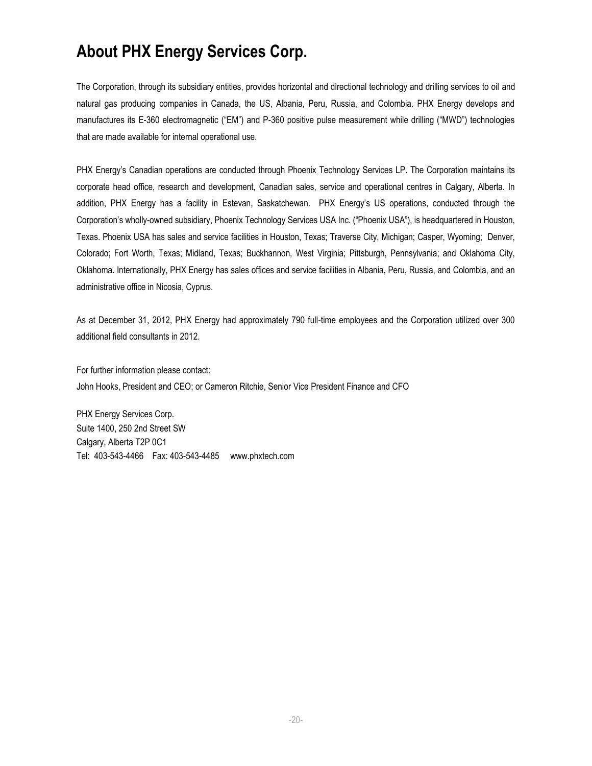# About PHX Energy Services Corp.

The Corporation, through its subsidiary entities, provides horizontal and directional technology and drilling services to oil and natural gas producing companies in Canada, the US, Albania, Peru, Russia, and Colombia. PHX Energy develops and manufactures its E-360 electromagnetic ("EM") and P-360 positive pulse measurement while drilling ("MWD") technologies that are made available for internal operational use.

PHX Energy's Canadian operations are conducted through Phoenix Technology Services LP. The Corporation maintains its corporate head office, research and development, Canadian sales, service and operational centres in Calgary, Alberta. In addition, PHX Energy has a facility in Estevan, Saskatchewan. PHX Energy's US operations, conducted through the Corporation's wholly-owned subsidiary, Phoenix Technology Services USA Inc. ("Phoenix USA"), is headquartered in Houston, Texas. Phoenix USA has sales and service facilities in Houston, Texas; Traverse City, Michigan; Casper, Wyoming; Denver, Colorado; Fort Worth, Texas; Midland, Texas; Buckhannon, West Virginia; Pittsburgh, Pennsylvania; and Oklahoma City, Oklahoma. Internationally, PHX Energy has sales offices and service facilities in Albania, Peru, Russia, and Colombia, and an administrative office in Nicosia, Cyprus.

As at December 31, 2012, PHX Energy had approximately 790 full-time employees and the Corporation utilized over 300 additional field consultants in 2012.

For further information please contact:
John Hooks, President and CEO; or Cameron Ritchie, Senior Vice President Finance and CFO

PHX Energy Services Corp.
Suite 1400, 250 2nd Street SW
Calgary, Alberta T2P 0C1
Tel: 403-543-4466 Fax: 403-543-4485 www.phxtech.com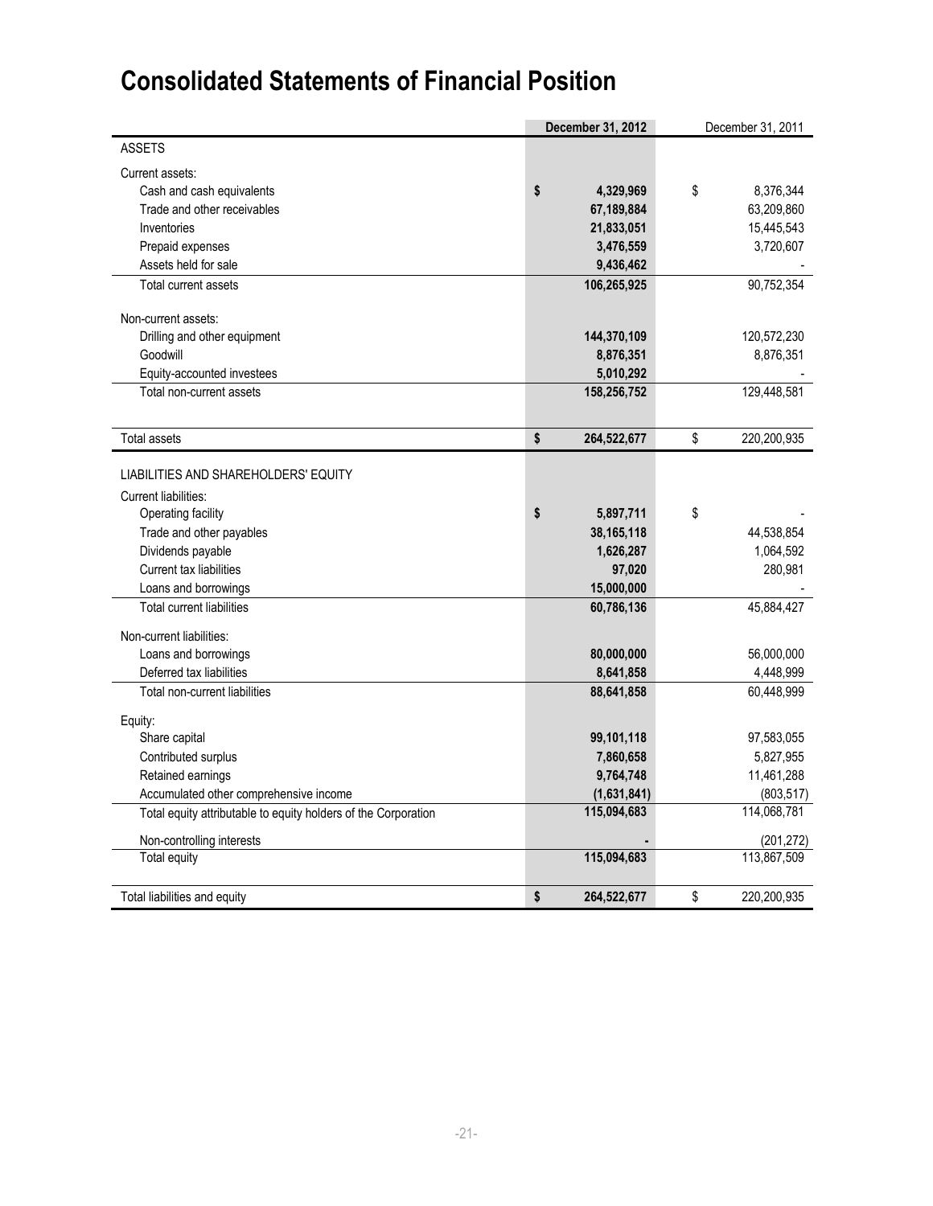# Consolidated Statements of Financial Position

| | December 31, 2012 | December 31, 2011 |
|---|---|---|
| ASSETS | | |
| Current assets: | | |
| Cash and cash equivalents | **$ 4,329,969** | $ 8,376,344 |
| Trade and other receivables | **67,189,884** | 63,209,860 |
| Inventories | **21,833,051** | 15,445,543 |
| Prepaid expenses | **3,476,559** | 3,720,607 |
| Assets held for sale | **9,436,462** | - |
| Total current assets | **106,265,925** | 90,752,354 |
| Non-current assets: | | |
| Drilling and other equipment | **144,370,109** | 120,572,230 |
| Goodwill | **8,876,351** | 8,876,351 |
| Equity-accounted investees | **5,010,292** | - |
| Total non-current assets | **158,256,752** | 129,448,581 |
| Total assets | **$ 264,522,677** | $ 220,200,935 |
| LIABILITIES AND SHAREHOLDERS' EQUITY | | |
| Current liabilities: | | |
| Operating facility | **$ 5,897,711** | $ - |
| Trade and other payables | **38,165,118** | 44,538,854 |
| Dividends payable | **1,626,287** | 1,064,592 |
| Current tax liabilities | **97,020** | 280,981 |
| Loans and borrowings | **15,000,000** | - |
| Total current liabilities | **60,786,136** | 45,884,427 |
| Non-current liabilities: | | |
| Loans and borrowings | **80,000,000** | 56,000,000 |
| Deferred tax liabilities | **8,641,858** | 4,448,999 |
| Total non-current liabilities | **88,641,858** | 60,448,999 |
| Equity: | | |
| Share capital | **99,101,118** | 97,583,055 |
| Contributed surplus | **7,860,658** | 5,827,955 |
| Retained earnings | **9,764,748** | 11,461,288 |
| Accumulated other comprehensive income | **(1,631,841)** | (803,517) |
| Total equity attributable to equity holders of the Corporation | **115,094,683** | 114,068,781 |
| Non-controlling interests | **-** | (201,272) |
| Total equity | **115,094,683** | 113,867,509 |
| Total liabilities and equity | **$ 264,522,677** | $ 220,200,935 |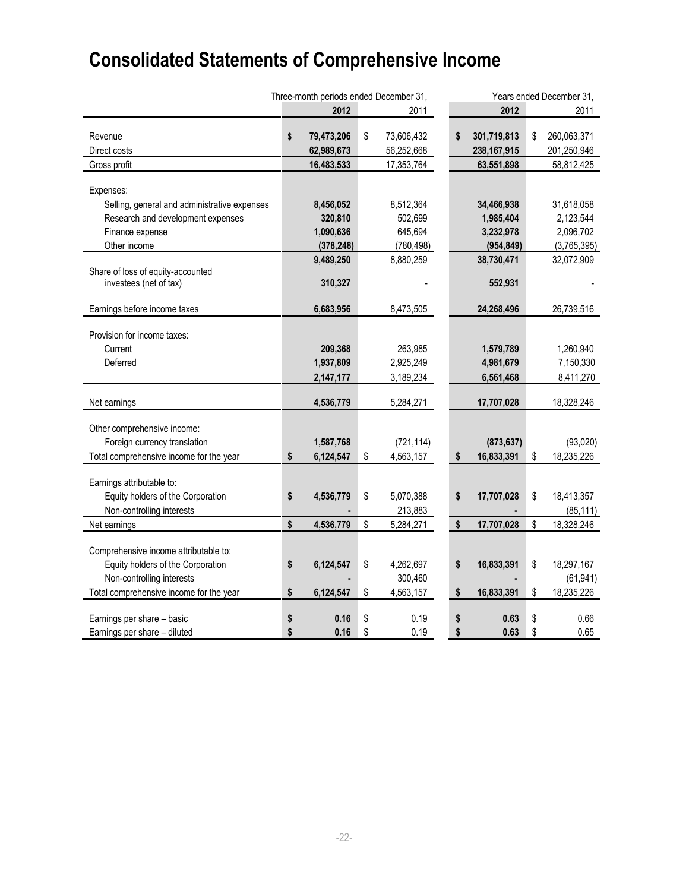# Consolidated Statements of Comprehensive Income

| | Three-month periods ended December 31, | | Years ended December 31, | |
|---|---|---|---|---|
| | **2012** | 2011 | **2012** | 2011 |
| Revenue | **$ 79,473,206** | $ 73,606,432 | **$ 301,719,813** | $ 260,063,371 |
| Direct costs | **62,989,673** | 56,252,668 | **238,167,915** | 201,250,946 |
| Gross profit | **16,483,533** | 17,353,764 | **63,551,898** | 58,812,425 |
| Expenses: | | | | |
| Selling, general and administrative expenses | **8,456,052** | 8,512,364 | **34,466,938** | 31,618,058 |
| Research and development expenses | **320,810** | 502,699 | **1,985,404** | 2,123,544 |
| Finance expense | **1,090,636** | 645,694 | **3,232,978** | 2,096,702 |
| Other income | **(378,248)** | (780,498) | **(954,849)** | (3,765,395) |
| | **9,489,250** | 8,880,259 | **38,730,471** | 32,072,909 |
| Share of loss of equity-accounted investees (net of tax) | **310,327** | - | **552,931** | - |
| Earnings before income taxes | **6,683,956** | 8,473,505 | **24,268,496** | 26,739,516 |
| Provision for income taxes: | | | | |
| Current | **209,368** | 263,985 | **1,579,789** | 1,260,940 |
| Deferred | **1,937,809** | 2,925,249 | **4,981,679** | 7,150,330 |
| | **2,147,177** | 3,189,234 | **6,561,468** | 8,411,270 |
| Net earnings | **4,536,779** | 5,284,271 | **17,707,028** | 18,328,246 |
| Other comprehensive income: | | | | |
| Foreign currency translation | **1,587,768** | (721,114) | **(873,637)** | (93,020) |
| Total comprehensive income for the year | **$ 6,124,547** | $ 4,563,157 | **$ 16,833,391** | $ 18,235,226 |
| Earnings attributable to: | | | | |
| Equity holders of the Corporation | **$ 4,536,779** | $ 5,070,388 | **$ 17,707,028** | $ 18,413,357 |
| Non-controlling interests | **-** | 213,883 | **-** | (85,111) |
| Net earnings | **$ 4,536,779** | $ 5,284,271 | **$ 17,707,028** | $ 18,328,246 |
| Comprehensive income attributable to: | | | | |
| Equity holders of the Corporation | **$ 6,124,547** | $ 4,262,697 | **$ 16,833,391** | $ 18,297,167 |
| Non-controlling interests | **-** | 300,460 | **-** | (61,941) |
| Total comprehensive income for the year | **$ 6,124,547** | $ 4,563,157 | **$ 16,833,391** | $ 18,235,226 |
| Earnings per share – basic | **$ 0.16** | $ 0.19 | **$ 0.63** | $ 0.66 |
| Earnings per share – diluted | **$ 0.16** | $ 0.19 | **$ 0.63** | $ 0.65 |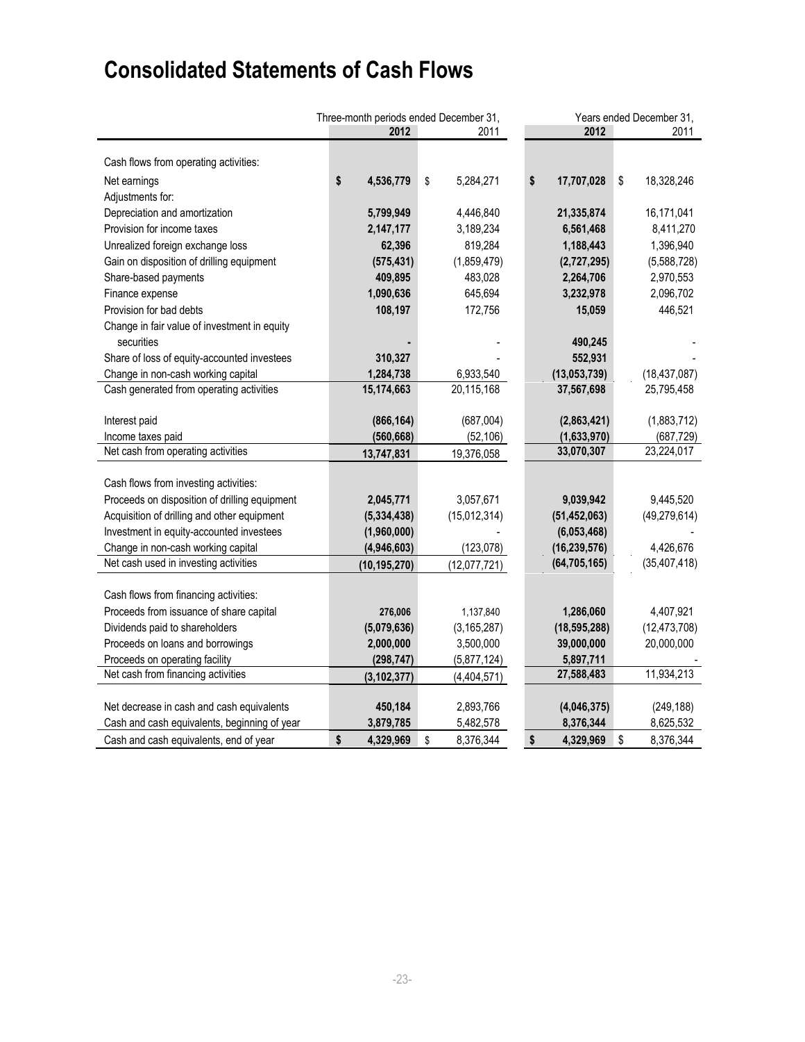# Consolidated Statements of Cash Flows

| | Three-month periods ended December 31, 2012 | 2011 | Years ended December 31, 2012 | 2011 |
|---|---|---|---|---|
| Cash flows from operating activities: | | | | |
| Net earnings | $ 4,536,779 | $ 5,284,271 | $ 17,707,028 | $ 18,328,246 |
| Adjustments for: | | | | |
| Depreciation and amortization | 5,799,949 | 4,446,840 | 21,335,874 | 16,171,041 |
| Provision for income taxes | 2,147,177 | 3,189,234 | 6,561,468 | 8,411,270 |
| Unrealized foreign exchange loss | 62,396 | 819,284 | 1,188,443 | 1,396,940 |
| Gain on disposition of drilling equipment | (575,431) | (1,859,479) | (2,727,295) | (5,588,728) |
| Share-based payments | 409,895 | 483,028 | 2,264,706 | 2,970,553 |
| Finance expense | 1,090,636 | 645,694 | 3,232,978 | 2,096,702 |
| Provision for bad debts | 108,197 | 172,756 | 15,059 | 446,521 |
| Change in fair value of investment in equity securities | - | - | 490,245 | - |
| Share of loss of equity-accounted investees | 310,327 | - | 552,931 | - |
| Change in non-cash working capital | 1,284,738 | 6,933,540 | (13,053,739) | (18,437,087) |
| Cash generated from operating activities | 15,174,663 | 20,115,168 | 37,567,698 | 25,795,458 |
| Interest paid | (866,164) | (687,004) | (2,863,421) | (1,883,712) |
| Income taxes paid | (560,668) | (52,106) | (1,633,970) | (687,729) |
| Net cash from operating activities | 13,747,831 | 19,376,058 | 33,070,307 | 23,224,017 |
| Cash flows from investing activities: | | | | |
| Proceeds on disposition of drilling equipment | 2,045,771 | 3,057,671 | 9,039,942 | 9,445,520 |
| Acquisition of drilling and other equipment | (5,334,438) | (15,012,314) | (51,452,063) | (49,279,614) |
| Investment in equity-accounted investees | (1,960,000) | - | (6,053,468) | - |
| Change in non-cash working capital | (4,946,603) | (123,078) | (16,239,576) | 4,426,676 |
| Net cash used in investing activities | (10,195,270) | (12,077,721) | (64,705,165) | (35,407,418) |
| Cash flows from financing activities: | | | | |
| Proceeds from issuance of share capital | 276,006 | 1,137,840 | 1,286,060 | 4,407,921 |
| Dividends paid to shareholders | (5,079,636) | (3,165,287) | (18,595,288) | (12,473,708) |
| Proceeds on loans and borrowings | 2,000,000 | 3,500,000 | 39,000,000 | 20,000,000 |
| Proceeds on operating facility | (298,747) | (5,877,124) | 5,897,711 | - |
| Net cash from financing activities | (3,102,377) | (4,404,571) | 27,588,483 | 11,934,213 |
| Net decrease in cash and cash equivalents | 450,184 | 2,893,766 | (4,046,375) | (249,188) |
| Cash and cash equivalents, beginning of year | 3,879,785 | 5,482,578 | 8,376,344 | 8,625,532 |
| Cash and cash equivalents, end of year | $ 4,329,969 | $ 8,376,344 | $ 4,329,969 | $ 8,376,344 |